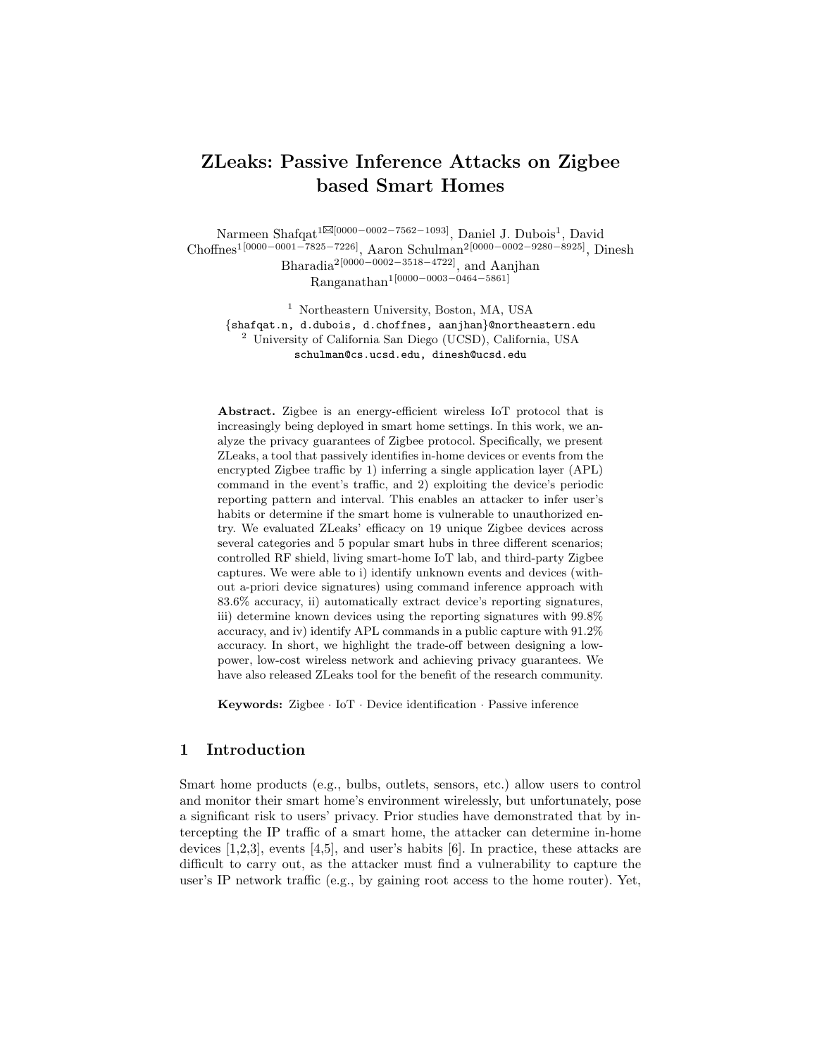# ZLeaks: Passive Inference Attacks on Zigbee based Smart Homes

Narmeen Shafqat[1]✉[0000−0002−7562−1093], Daniel J. Dubois[1], David Choffnes[1][0000−0001−7825−7226], Aaron Schulman[2][0000−0002−9280−8925], Dinesh Bharadia[2][0000−0002−3518−4722], and Aanjhan Ranganathan[1][0000−0003−0464−5861]

[1] Northeastern University, Boston, MA, USA
{shafqat.n, d.dubois, d.choffnes, aanjhan}@northeastern.edu
[2] University of California San Diego (UCSD), California, USA
schulman@cs.ucsd.edu, dinesh@ucsd.edu

**Abstract.** Zigbee is an energy-efficient wireless IoT protocol that is increasingly being deployed in smart home settings. In this work, we analyze the privacy guarantees of Zigbee protocol. Specifically, we present ZLeaks, a tool that passively identifies in-home devices or events from the encrypted Zigbee traffic by 1) inferring a single application layer (APL) command in the event's traffic, and 2) exploiting the device's periodic reporting pattern and interval. This enables an attacker to infer user's habits or determine if the smart home is vulnerable to unauthorized entry. We evaluated ZLeaks' efficacy on 19 unique Zigbee devices across several categories and 5 popular smart hubs in three different scenarios; controlled RF shield, living smart-home IoT lab, and third-party Zigbee captures. We were able to i) identify unknown events and devices (without a-priori device signatures) using command inference approach with 83.6% accuracy, ii) automatically extract device's reporting signatures, iii) determine known devices using the reporting signatures with 99.8% accuracy, and iv) identify APL commands in a public capture with 91.2% accuracy. In short, we highlight the trade-off between designing a low-power, low-cost wireless network and achieving privacy guarantees. We have also released ZLeaks tool for the benefit of the research community.

**Keywords:** Zigbee · IoT · Device identification · Passive inference

## 1 Introduction

Smart home products (e.g., bulbs, outlets, sensors, etc.) allow users to control and monitor their smart home's environment wirelessly, but unfortunately, pose a significant risk to users' privacy. Prior studies have demonstrated that by intercepting the IP traffic of a smart home, the attacker can determine in-home devices [1,2,3], events [4,5], and user's habits [6]. In practice, these attacks are difficult to carry out, as the attacker must find a vulnerability to capture the user's IP network traffic (e.g., by gaining root access to the home router). Yet,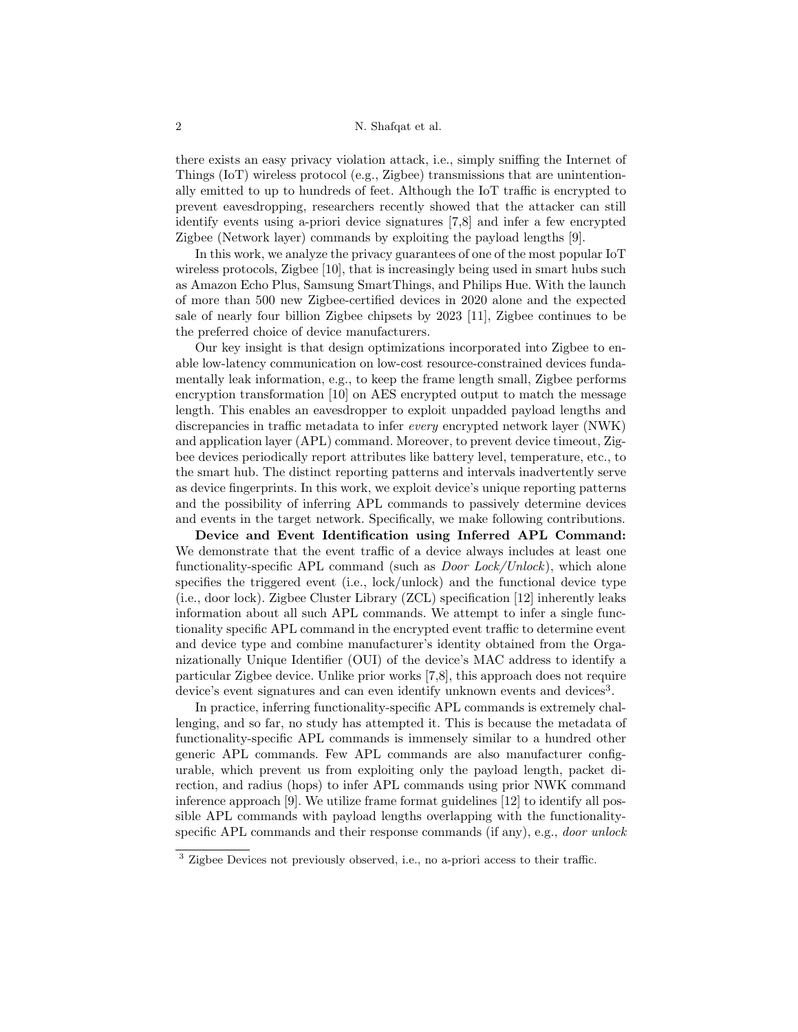there exists an easy privacy violation attack, i.e., simply sniffing the Internet of Things (IoT) wireless protocol (e.g., Zigbee) transmissions that are unintentionally emitted to up to hundreds of feet. Although the IoT traffic is encrypted to prevent eavesdropping, researchers recently showed that the attacker can still identify events using a-priori device signatures [7,8] and infer a few encrypted Zigbee (Network layer) commands by exploiting the payload lengths [9].

In this work, we analyze the privacy guarantees of one of the most popular IoT wireless protocols, Zigbee [10], that is increasingly being used in smart hubs such as Amazon Echo Plus, Samsung SmartThings, and Philips Hue. With the launch of more than 500 new Zigbee-certified devices in 2020 alone and the expected sale of nearly four billion Zigbee chipsets by 2023 [11], Zigbee continues to be the preferred choice of device manufacturers.

Our key insight is that design optimizations incorporated into Zigbee to enable low-latency communication on low-cost resource-constrained devices fundamentally leak information, e.g., to keep the frame length small, Zigbee performs encryption transformation [10] on AES encrypted output to match the message length. This enables an eavesdropper to exploit unpadded payload lengths and discrepancies in traffic metadata to infer *every* encrypted network layer (NWK) and application layer (APL) command. Moreover, to prevent device timeout, Zigbee devices periodically report attributes like battery level, temperature, etc., to the smart hub. The distinct reporting patterns and intervals inadvertently serve as device fingerprints. In this work, we exploit device's unique reporting patterns and the possibility of inferring APL commands to passively determine devices and events in the target network. Specifically, we make following contributions.

**Device and Event Identification using Inferred APL Command:** We demonstrate that the event traffic of a device always includes at least one functionality-specific APL command (such as *Door Lock/Unlock*), which alone specifies the triggered event (i.e., lock/unlock) and the functional device type (i.e., door lock). Zigbee Cluster Library (ZCL) specification [12] inherently leaks information about all such APL commands. We attempt to infer a single functionality specific APL command in the encrypted event traffic to determine event and device type and combine manufacturer's identity obtained from the Organizationally Unique Identifier (OUI) of the device's MAC address to identify a particular Zigbee device. Unlike prior works [7,8], this approach does not require device's event signatures and can even identify unknown events and devices[3].

In practice, inferring functionality-specific APL commands is extremely challenging, and so far, no study has attempted it. This is because the metadata of functionality-specific APL commands is immensely similar to a hundred other generic APL commands. Few APL commands are also manufacturer configurable, which prevent us from exploiting only the payload length, packet direction, and radius (hops) to infer APL commands using prior NWK command inference approach [9]. We utilize frame format guidelines [12] to identify all possible APL commands with payload lengths overlapping with the functionality-specific APL commands and their response commands (if any), e.g., *door unlock*

[3] Zigbee Devices not previously observed, i.e., no a-priori access to their traffic.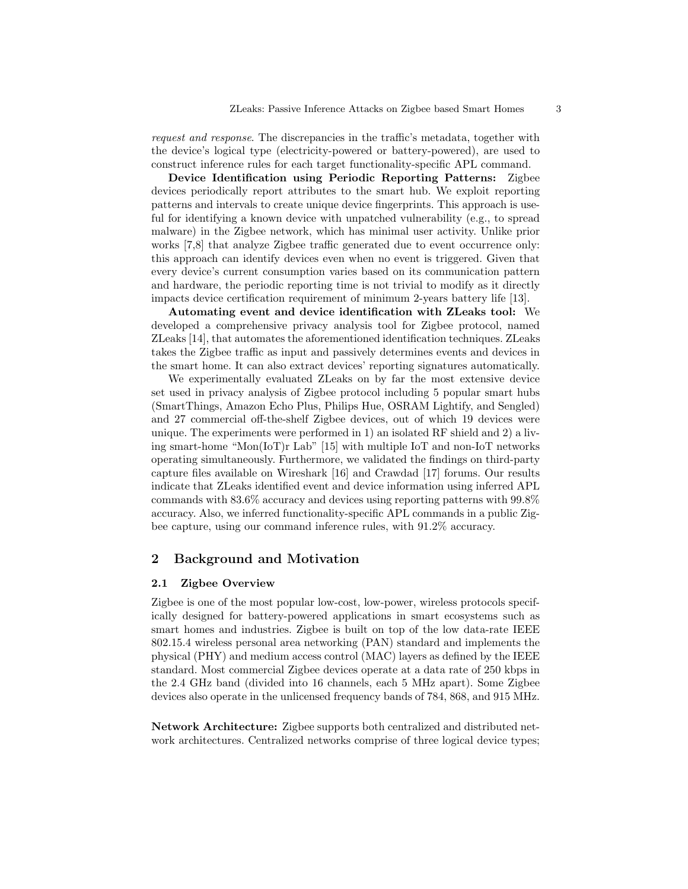*request and response*. The discrepancies in the traffic's metadata, together with the device's logical type (electricity-powered or battery-powered), are used to construct inference rules for each target functionality-specific APL command.

**Device Identification using Periodic Reporting Patterns:** Zigbee devices periodically report attributes to the smart hub. We exploit reporting patterns and intervals to create unique device fingerprints. This approach is useful for identifying a known device with unpatched vulnerability (e.g., to spread malware) in the Zigbee network, which has minimal user activity. Unlike prior works [7,8] that analyze Zigbee traffic generated due to event occurrence only: this approach can identify devices even when no event is triggered. Given that every device's current consumption varies based on its communication pattern and hardware, the periodic reporting time is not trivial to modify as it directly impacts device certification requirement of minimum 2-years battery life [13].

**Automating event and device identification with ZLeaks tool:** We developed a comprehensive privacy analysis tool for Zigbee protocol, named ZLeaks [14], that automates the aforementioned identification techniques. ZLeaks takes the Zigbee traffic as input and passively determines events and devices in the smart home. It can also extract devices' reporting signatures automatically.

We experimentally evaluated ZLeaks on by far the most extensive device set used in privacy analysis of Zigbee protocol including 5 popular smart hubs (SmartThings, Amazon Echo Plus, Philips Hue, OSRAM Lightify, and Sengled) and 27 commercial off-the-shelf Zigbee devices, out of which 19 devices were unique. The experiments were performed in 1) an isolated RF shield and 2) a living smart-home "Mon(IoT)r Lab" [15] with multiple IoT and non-IoT networks operating simultaneously. Furthermore, we validated the findings on third-party capture files available on Wireshark [16] and Crawdad [17] forums. Our results indicate that ZLeaks identified event and device information using inferred APL commands with 83.6% accuracy and devices using reporting patterns with 99.8% accuracy. Also, we inferred functionality-specific APL commands in a public Zigbee capture, using our command inference rules, with 91.2% accuracy.

## 2 Background and Motivation

### 2.1 Zigbee Overview

Zigbee is one of the most popular low-cost, low-power, wireless protocols specifically designed for battery-powered applications in smart ecosystems such as smart homes and industries. Zigbee is built on top of the low data-rate IEEE 802.15.4 wireless personal area networking (PAN) standard and implements the physical (PHY) and medium access control (MAC) layers as defined by the IEEE standard. Most commercial Zigbee devices operate at a data rate of 250 kbps in the 2.4 GHz band (divided into 16 channels, each 5 MHz apart). Some Zigbee devices also operate in the unlicensed frequency bands of 784, 868, and 915 MHz.

**Network Architecture:** Zigbee supports both centralized and distributed network architectures. Centralized networks comprise of three logical device types;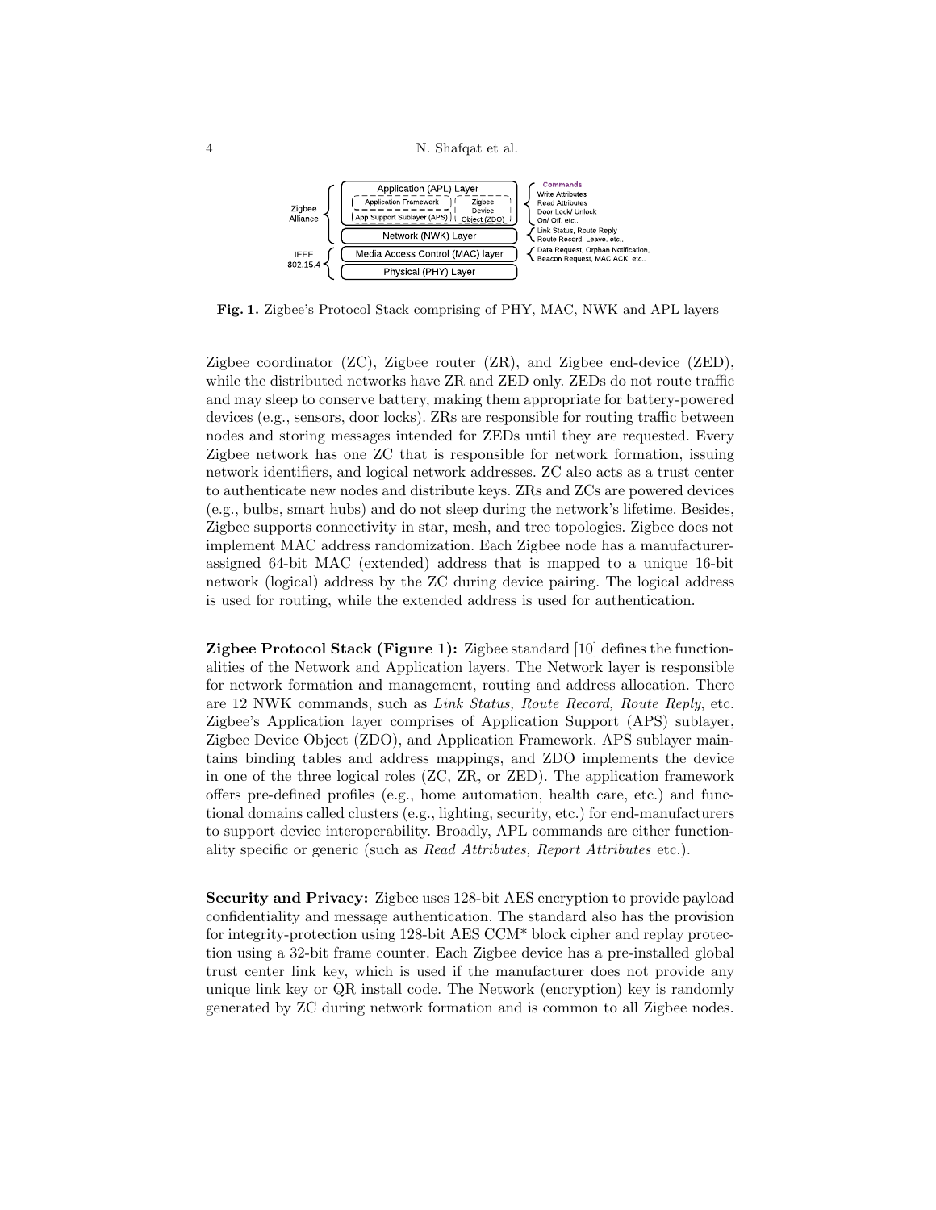Fig. 1. Zigbee's Protocol Stack comprising of PHY, MAC, NWK and APL layers

Zigbee coordinator (ZC), Zigbee router (ZR), and Zigbee end-device (ZED), while the distributed networks have ZR and ZED only. ZEDs do not route traffic and may sleep to conserve battery, making them appropriate for battery-powered devices (e.g., sensors, door locks). ZRs are responsible for routing traffic between nodes and storing messages intended for ZEDs until they are requested. Every Zigbee network has one ZC that is responsible for network formation, issuing network identifiers, and logical network addresses. ZC also acts as a trust center to authenticate new nodes and distribute keys. ZRs and ZCs are powered devices (e.g., bulbs, smart hubs) and do not sleep during the network's lifetime. Besides, Zigbee supports connectivity in star, mesh, and tree topologies. Zigbee does not implement MAC address randomization. Each Zigbee node has a manufacturer-assigned 64-bit MAC (extended) address that is mapped to a unique 16-bit network (logical) address by the ZC during device pairing. The logical address is used for routing, while the extended address is used for authentication.

**Zigbee Protocol Stack (Figure 1):** Zigbee standard [10] defines the functionalities of the Network and Application layers. The Network layer is responsible for network formation and management, routing and address allocation. There are 12 NWK commands, such as *Link Status, Route Record, Route Reply*, etc. Zigbee's Application layer comprises of Application Support (APS) sublayer, Zigbee Device Object (ZDO), and Application Framework. APS sublayer maintains binding tables and address mappings, and ZDO implements the device in one of the three logical roles (ZC, ZR, or ZED). The application framework offers pre-defined profiles (e.g., home automation, health care, etc.) and functional domains called clusters (e.g., lighting, security, etc.) for end-manufacturers to support device interoperability. Broadly, APL commands are either functionality specific or generic (such as *Read Attributes, Report Attributes* etc.).

**Security and Privacy:** Zigbee uses 128-bit AES encryption to provide payload confidentiality and message authentication. The standard also has the provision for integrity-protection using 128-bit AES CCM* block cipher and replay protection using a 32-bit frame counter. Each Zigbee device has a pre-installed global trust center link key, which is used if the manufacturer does not provide any unique link key or QR install code. The Network (encryption) key is randomly generated by ZC during network formation and is common to all Zigbee nodes.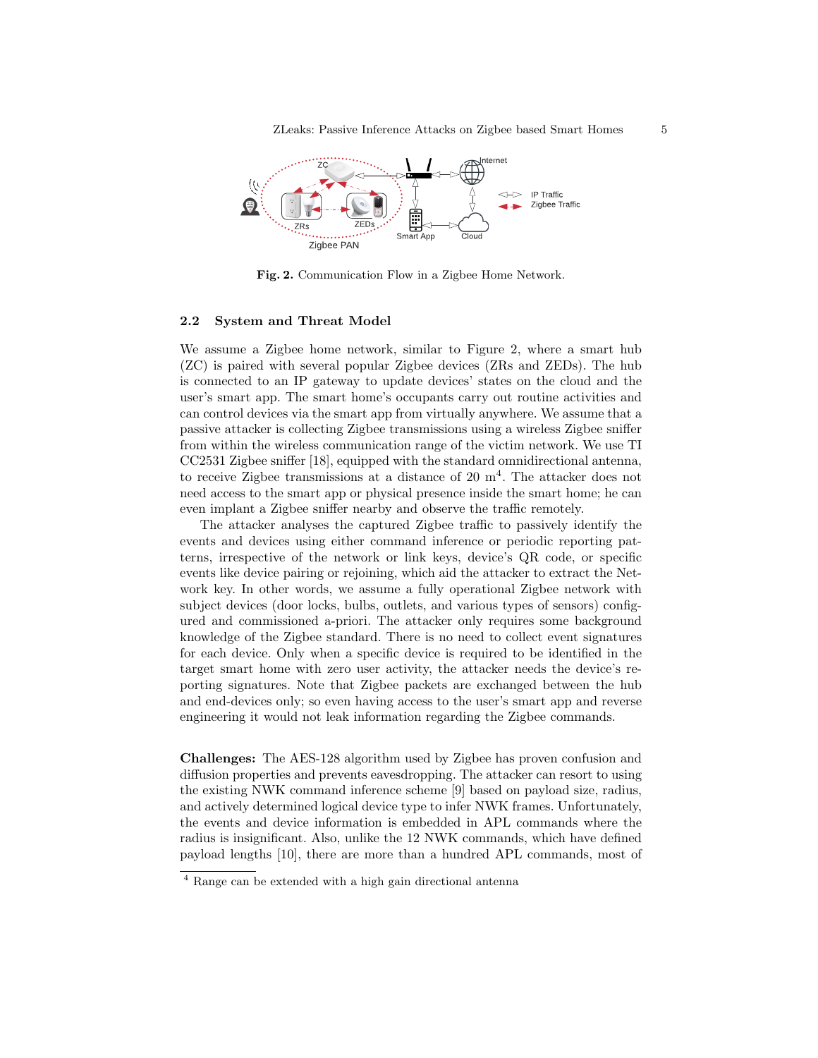Fig. 2. Communication Flow in a Zigbee Home Network.

### 2.2 System and Threat Model

We assume a Zigbee home network, similar to Figure 2, where a smart hub (ZC) is paired with several popular Zigbee devices (ZRs and ZEDs). The hub is connected to an IP gateway to update devices' states on the cloud and the user's smart app. The smart home's occupants carry out routine activities and can control devices via the smart app from virtually anywhere. We assume that a passive attacker is collecting Zigbee transmissions using a wireless Zigbee sniffer from within the wireless communication range of the victim network. We use TI CC2531 Zigbee sniffer [18], equipped with the standard omnidirectional antenna, to receive Zigbee transmissions at a distance of 20 m[4]. The attacker does not need access to the smart app or physical presence inside the smart home; he can even implant a Zigbee sniffer nearby and observe the traffic remotely.

The attacker analyses the captured Zigbee traffic to passively identify the events and devices using either command inference or periodic reporting patterns, irrespective of the network or link keys, device's QR code, or specific events like device pairing or rejoining, which aid the attacker to extract the Network key. In other words, we assume a fully operational Zigbee network with subject devices (door locks, bulbs, outlets, and various types of sensors) configured and commissioned a-priori. The attacker only requires some background knowledge of the Zigbee standard. There is no need to collect event signatures for each device. Only when a specific device is required to be identified in the target smart home with zero user activity, the attacker needs the device's reporting signatures. Note that Zigbee packets are exchanged between the hub and end-devices only; so even having access to the user's smart app and reverse engineering it would not leak information regarding the Zigbee commands.

**Challenges:** The AES-128 algorithm used by Zigbee has proven confusion and diffusion properties and prevents eavesdropping. The attacker can resort to using the existing NWK command inference scheme [9] based on payload size, radius, and actively determined logical device type to infer NWK frames. Unfortunately, the events and device information is embedded in APL commands where the radius is insignificant. Also, unlike the 12 NWK commands, which have defined payload lengths [10], there are more than a hundred APL commands, most of

[4] Range can be extended with a high gain directional antenna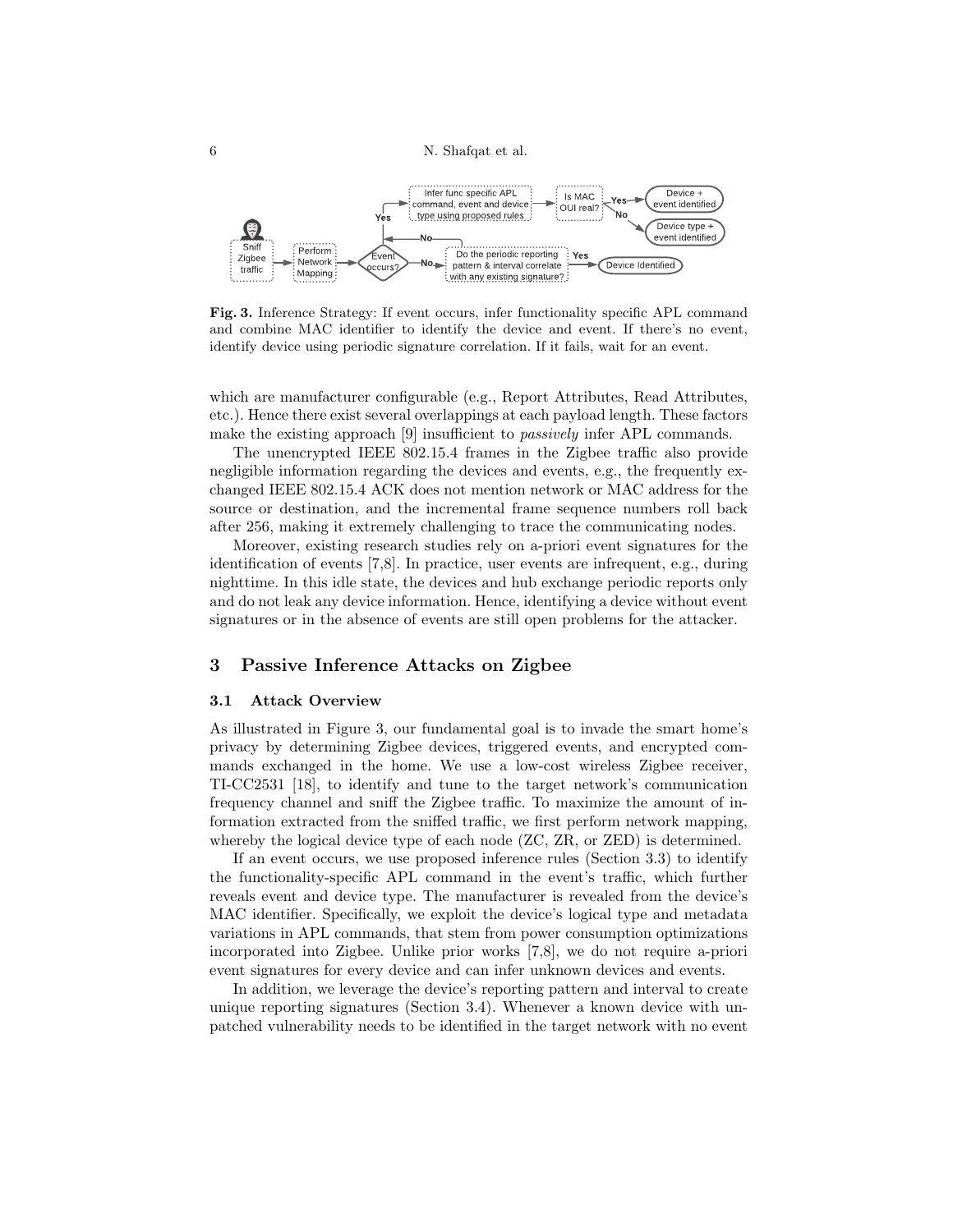**Fig. 3.** Inference Strategy: If event occurs, infer functionality specific APL command and combine MAC identifier to identify the device and event. If there's no event, identify device using periodic signature correlation. If it fails, wait for an event.

which are manufacturer configurable (e.g., Report Attributes, Read Attributes, etc.). Hence there exist several overlappings at each payload length. These factors make the existing approach [9] insufficient to *passively* infer APL commands.

The unencrypted IEEE 802.15.4 frames in the Zigbee traffic also provide negligible information regarding the devices and events, e.g., the frequently exchanged IEEE 802.15.4 ACK does not mention network or MAC address for the source or destination, and the incremental frame sequence numbers roll back after 256, making it extremely challenging to trace the communicating nodes.

Moreover, existing research studies rely on a-priori event signatures for the identification of events [7,8]. In practice, user events are infrequent, e.g., during nighttime. In this idle state, the devices and hub exchange periodic reports only and do not leak any device information. Hence, identifying a device without event signatures or in the absence of events are still open problems for the attacker.

## 3 Passive Inference Attacks on Zigbee

### 3.1 Attack Overview

As illustrated in Figure 3, our fundamental goal is to invade the smart home's privacy by determining Zigbee devices, triggered events, and encrypted commands exchanged in the home. We use a low-cost wireless Zigbee receiver, TI-CC2531 [18], to identify and tune to the target network's communication frequency channel and sniff the Zigbee traffic. To maximize the amount of information extracted from the sniffed traffic, we first perform network mapping, whereby the logical device type of each node (ZC, ZR, or ZED) is determined.

If an event occurs, we use proposed inference rules (Section 3.3) to identify the functionality-specific APL command in the event's traffic, which further reveals event and device type. The manufacturer is revealed from the device's MAC identifier. Specifically, we exploit the device's logical type and metadata variations in APL commands, that stem from power consumption optimizations incorporated into Zigbee. Unlike prior works [7,8], we do not require a-priori event signatures for every device and can infer unknown devices and events.

In addition, we leverage the device's reporting pattern and interval to create unique reporting signatures (Section 3.4). Whenever a known device with unpatched vulnerability needs to be identified in the target network with no event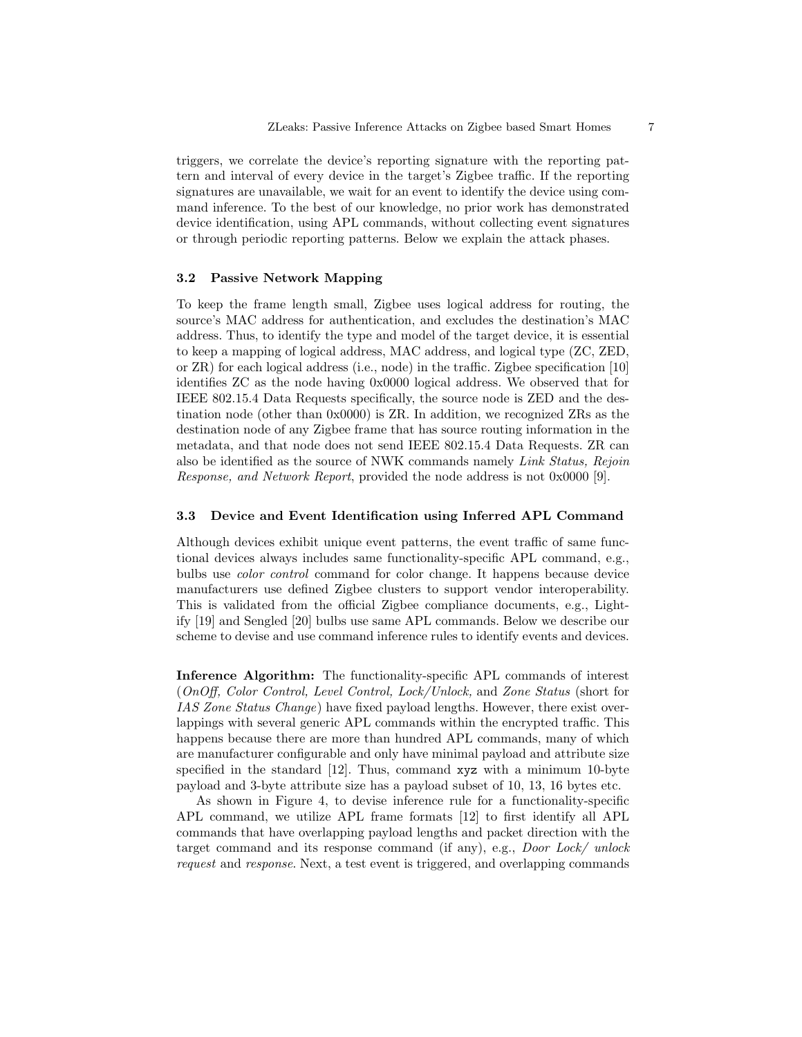triggers, we correlate the device's reporting signature with the reporting pattern and interval of every device in the target's Zigbee traffic. If the reporting signatures are unavailable, we wait for an event to identify the device using command inference. To the best of our knowledge, no prior work has demonstrated device identification, using APL commands, without collecting event signatures or through periodic reporting patterns. Below we explain the attack phases.

### 3.2 Passive Network Mapping

To keep the frame length small, Zigbee uses logical address for routing, the source's MAC address for authentication, and excludes the destination's MAC address. Thus, to identify the type and model of the target device, it is essential to keep a mapping of logical address, MAC address, and logical type (ZC, ZED, or ZR) for each logical address (i.e., node) in the traffic. Zigbee specification [10] identifies ZC as the node having 0x0000 logical address. We observed that for IEEE 802.15.4 Data Requests specifically, the source node is ZED and the destination node (other than 0x0000) is ZR. In addition, we recognized ZRs as the destination node of any Zigbee frame that has source routing information in the metadata, and that node does not send IEEE 802.15.4 Data Requests. ZR can also be identified as the source of NWK commands namely *Link Status, Rejoin Response, and Network Report*, provided the node address is not 0x0000 [9].

### 3.3 Device and Event Identification using Inferred APL Command

Although devices exhibit unique event patterns, the event traffic of same functional devices always includes same functionality-specific APL command, e.g., bulbs use *color control* command for color change. It happens because device manufacturers use defined Zigbee clusters to support vendor interoperability. This is validated from the official Zigbee compliance documents, e.g., Lightify [19] and Sengled [20] bulbs use same APL commands. Below we describe our scheme to devise and use command inference rules to identify events and devices.

**Inference Algorithm:** The functionality-specific APL commands of interest (*OnOff, Color Control, Level Control, Lock/Unlock,* and *Zone Status* (short for *IAS Zone Status Change*) have fixed payload lengths. However, there exist overlappings with several generic APL commands within the encrypted traffic. This happens because there are more than hundred APL commands, many of which are manufacturer configurable and only have minimal payload and attribute size specified in the standard [12]. Thus, command `xyz` with a minimum 10-byte payload and 3-byte attribute size has a payload subset of 10, 13, 16 bytes etc.

As shown in Figure 4, to devise inference rule for a functionality-specific APL command, we utilize APL frame formats [12] to first identify all APL commands that have overlapping payload lengths and packet direction with the target command and its response command (if any), e.g., *Door Lock/ unlock request* and *response*. Next, a test event is triggered, and overlapping commands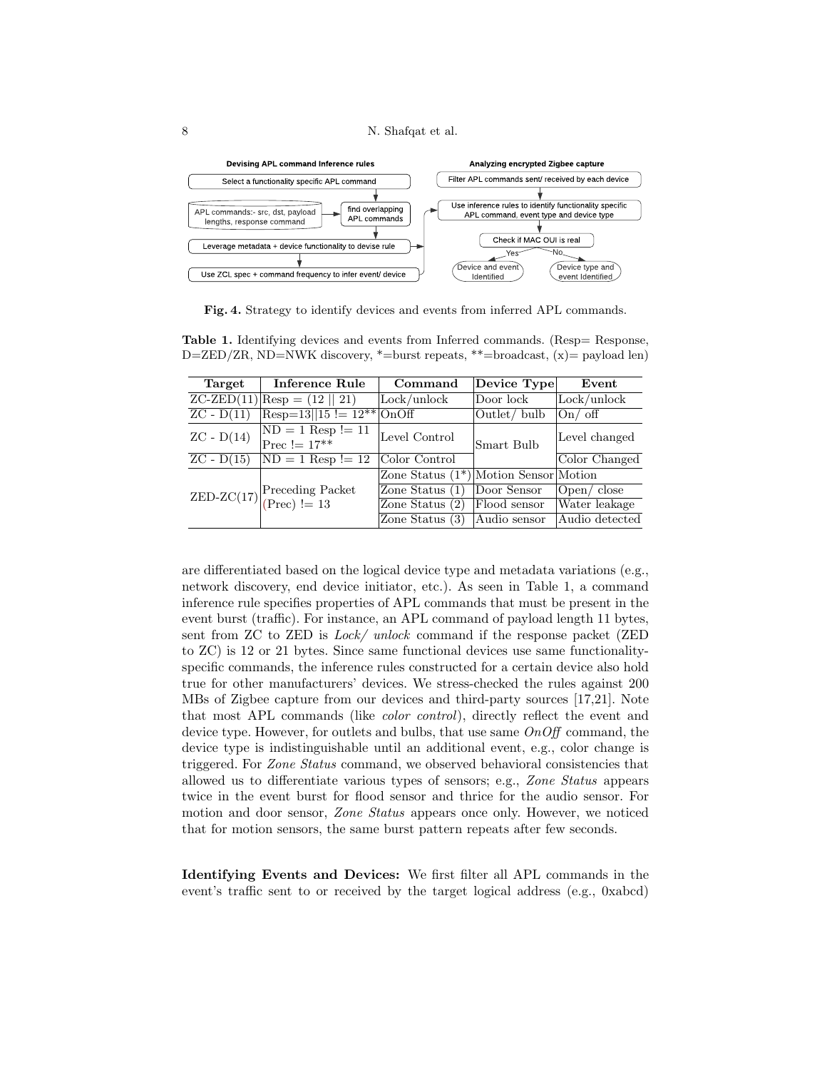Devising APL command Inference rules

Select a functionality specific APL command

APL commands:- src, dst, payload lengths, response command

find overlapping APL commands

Leverage metadata + device functionality to devise rule

Use ZCL spec + command frequency to infer event/ device

Analyzing encrypted Zigbee capture

Filter APL commands sent/ received by each device

Use inference rules to identify functionality specific APL command, event type and device type

Check if MAC OUI is real

Yes

No

Device and event Identified

Device type and event Identified

**Fig. 4.** Strategy to identify devices and events from inferred APL commands.

**Table 1.** Identifying devices and events from Inferred commands. (Resp= Response, D=ZED/ZR, ND=NWK discovery, *=burst repeats, **=broadcast, (x)= payload len)

| Target | Inference Rule | Command | Device Type | Event |
|---|---|---|---|---|
| ZC-ZED(11) | Resp = (12 \|\| 21) | Lock/unlock | Door lock | Lock/unlock |
| ZC - D(11) | Resp=13\|\|15 != 12** | OnOff | Outlet/ bulb | On/ off |
| ZC - D(14) | ND = 1 Resp != 11 Prec != 17** | Level Control | Smart Bulb | Level changed |
| ZC - D(15) | ND = 1 Resp != 12 | Color Control | Smart Bulb | Color Changed |
| ZED-ZC(17) | Preceding Packet (Prec) != 13 | Zone Status (1*) | Motion Sensor | Motion |
| ZED-ZC(17) | Preceding Packet (Prec) != 13 | Zone Status (1) | Door Sensor | Open/ close |
| ZED-ZC(17) | Preceding Packet (Prec) != 13 | Zone Status (2) | Flood sensor | Water leakage |
| ZED-ZC(17) | Preceding Packet (Prec) != 13 | Zone Status (3) | Audio sensor | Audio detected |

are differentiated based on the logical device type and metadata variations (e.g., network discovery, end device initiator, etc.). As seen in Table 1, a command inference rule specifies properties of APL commands that must be present in the event burst (traffic). For instance, an APL command of payload length 11 bytes, sent from ZC to ZED is *Lock/ unlock* command if the response packet (ZED to ZC) is 12 or 21 bytes. Since same functional devices use same functionality-specific commands, the inference rules constructed for a certain device also hold true for other manufacturers' devices. We stress-checked the rules against 200 MBs of Zigbee capture from our devices and third-party sources [17,21]. Note that most APL commands (like *color control*), directly reflect the event and device type. However, for outlets and bulbs, that use same *OnOff* command, the device type is indistinguishable until an additional event, e.g., color change is triggered. For *Zone Status* command, we observed behavioral consistencies that allowed us to differentiate various types of sensors; e.g., *Zone Status* appears twice in the event burst for flood sensor and thrice for the audio sensor. For motion and door sensor, *Zone Status* appears once only. However, we noticed that for motion sensors, the same burst pattern repeats after few seconds.

**Identifying Events and Devices:** We first filter all APL commands in the event's traffic sent to or received by the target logical address (e.g., 0xabcd)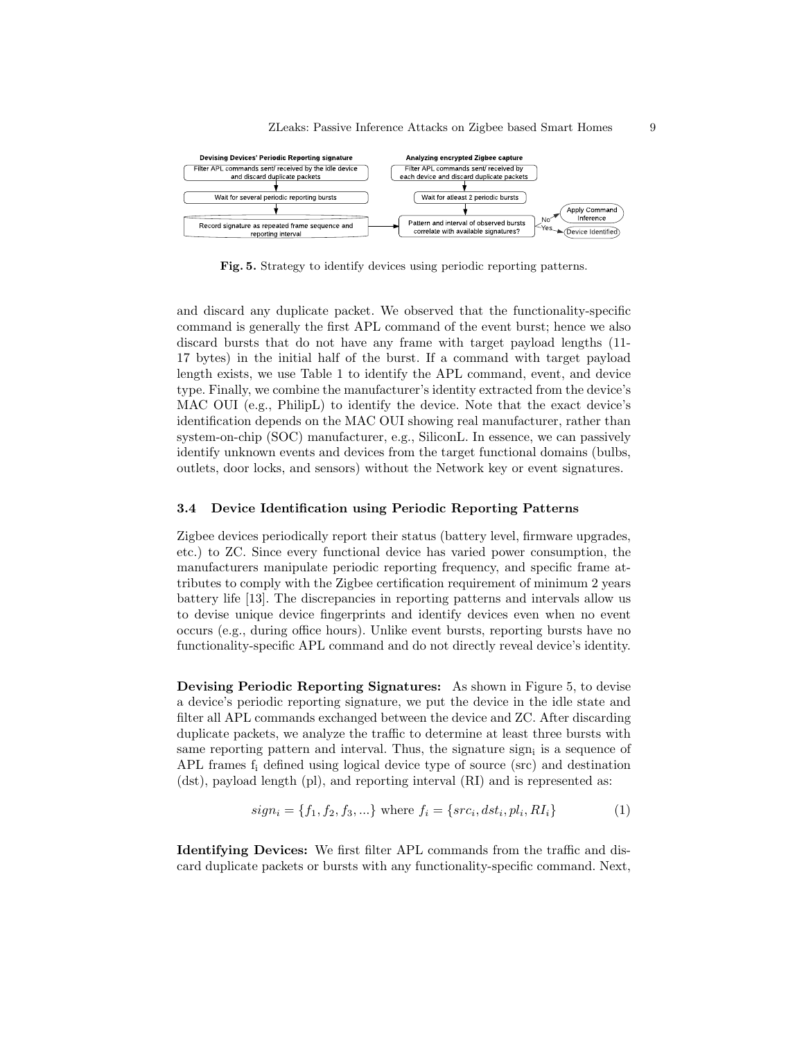**Fig. 5.** Strategy to identify devices using periodic reporting patterns.

and discard any duplicate packet. We observed that the functionality-specific command is generally the first APL command of the event burst; hence we also discard bursts that do not have any frame with target payload lengths (11-17 bytes) in the initial half of the burst. If a command with target payload length exists, we use Table 1 to identify the APL command, event, and device type. Finally, we combine the manufacturer's identity extracted from the device's MAC OUI (e.g., PhilipL) to identify the device. Note that the exact device's identification depends on the MAC OUI showing real manufacturer, rather than system-on-chip (SOC) manufacturer, e.g., SiliconL. In essence, we can passively identify unknown events and devices from the target functional domains (bulbs, outlets, door locks, and sensors) without the Network key or event signatures.

### 3.4 Device Identification using Periodic Reporting Patterns

Zigbee devices periodically report their status (battery level, firmware upgrades, etc.) to ZC. Since every functional device has varied power consumption, the manufacturers manipulate periodic reporting frequency, and specific frame attributes to comply with the Zigbee certification requirement of minimum 2 years battery life [13]. The discrepancies in reporting patterns and intervals allow us to devise unique device fingerprints and identify devices even when no event occurs (e.g., during office hours). Unlike event bursts, reporting bursts have no functionality-specific APL command and do not directly reveal device's identity.

**Devising Periodic Reporting Signatures:** As shown in Figure 5, to devise a device's periodic reporting signature, we put the device in the idle state and filter all APL commands exchanged between the device and ZC. After discarding duplicate packets, we analyze the traffic to determine at least three bursts with same reporting pattern and interval. Thus, the signature $\mathrm{sign_i}$ is a sequence of APL frames $\mathrm{f_i}$ defined using logical device type of source (src) and destination (dst), payload length (pl), and reporting interval (RI) and is represented as:

$$sign_i = \{f_1, f_2, f_3, ...\} \text{ where } f_i = \{src_i, dst_i, pl_i, RI_i\} \tag{1}$$

**Identifying Devices:** We first filter APL commands from the traffic and discard duplicate packets or bursts with any functionality-specific command. Next,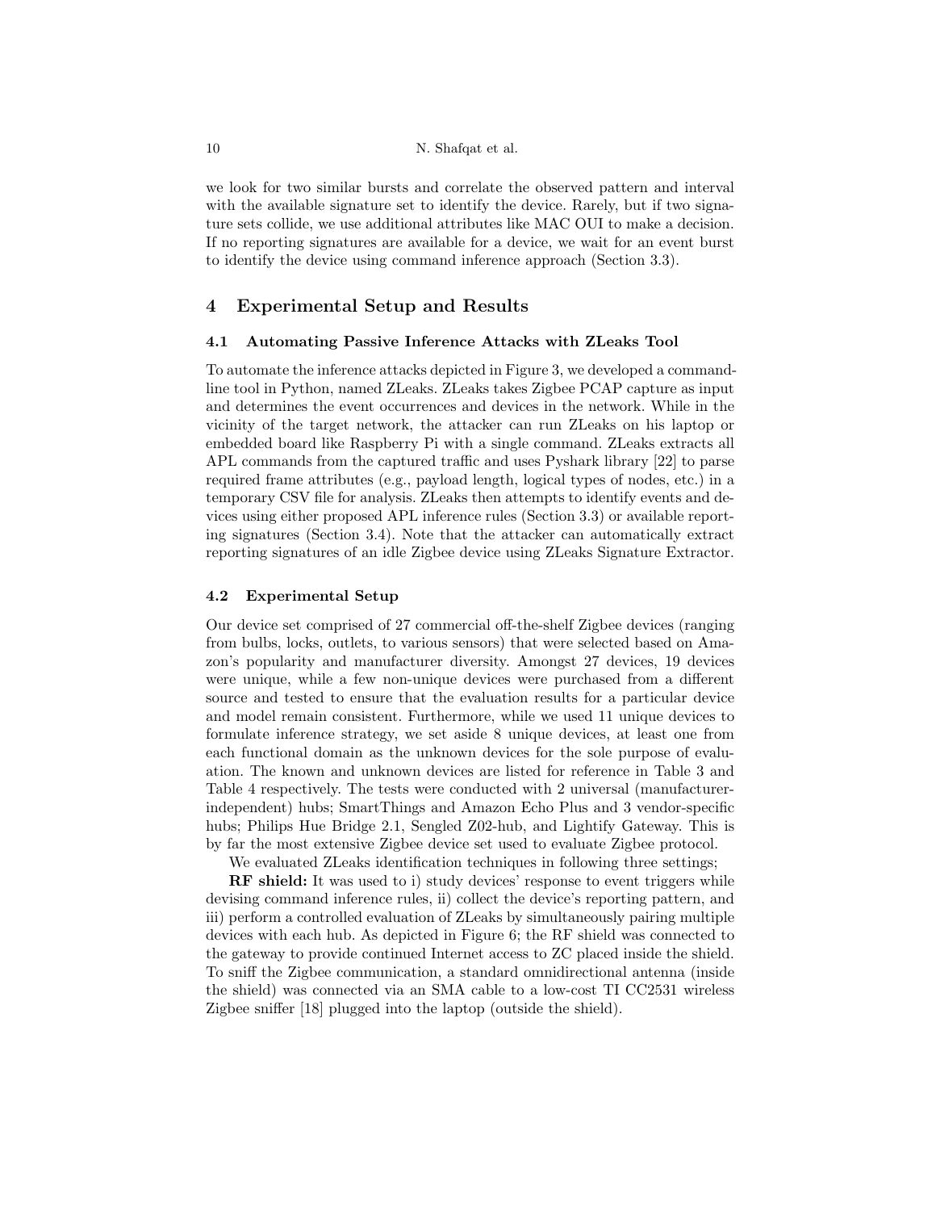we look for two similar bursts and correlate the observed pattern and interval with the available signature set to identify the device. Rarely, but if two signature sets collide, we use additional attributes like MAC OUI to make a decision. If no reporting signatures are available for a device, we wait for an event burst to identify the device using command inference approach (Section 3.3).

## 4 Experimental Setup and Results

### 4.1 Automating Passive Inference Attacks with ZLeaks Tool

To automate the inference attacks depicted in Figure 3, we developed a command-line tool in Python, named ZLeaks. ZLeaks takes Zigbee PCAP capture as input and determines the event occurrences and devices in the network. While in the vicinity of the target network, the attacker can run ZLeaks on his laptop or embedded board like Raspberry Pi with a single command. ZLeaks extracts all APL commands from the captured traffic and uses Pyshark library [22] to parse required frame attributes (e.g., payload length, logical types of nodes, etc.) in a temporary CSV file for analysis. ZLeaks then attempts to identify events and devices using either proposed APL inference rules (Section 3.3) or available reporting signatures (Section 3.4). Note that the attacker can automatically extract reporting signatures of an idle Zigbee device using ZLeaks Signature Extractor.

### 4.2 Experimental Setup

Our device set comprised of 27 commercial off-the-shelf Zigbee devices (ranging from bulbs, locks, outlets, to various sensors) that were selected based on Amazon's popularity and manufacturer diversity. Amongst 27 devices, 19 devices were unique, while a few non-unique devices were purchased from a different source and tested to ensure that the evaluation results for a particular device and model remain consistent. Furthermore, while we used 11 unique devices to formulate inference strategy, we set aside 8 unique devices, at least one from each functional domain as the unknown devices for the sole purpose of evaluation. The known and unknown devices are listed for reference in Table 3 and Table 4 respectively. The tests were conducted with 2 universal (manufacturer-independent) hubs; SmartThings and Amazon Echo Plus and 3 vendor-specific hubs; Philips Hue Bridge 2.1, Sengled Z02-hub, and Lightify Gateway. This is by far the most extensive Zigbee device set used to evaluate Zigbee protocol.

We evaluated ZLeaks identification techniques in following three settings;

**RF shield:** It was used to i) study devices' response to event triggers while devising command inference rules, ii) collect the device's reporting pattern, and iii) perform a controlled evaluation of ZLeaks by simultaneously pairing multiple devices with each hub. As depicted in Figure 6; the RF shield was connected to the gateway to provide continued Internet access to ZC placed inside the shield. To sniff the Zigbee communication, a standard omnidirectional antenna (inside the shield) was connected via an SMA cable to a low-cost TI CC2531 wireless Zigbee sniffer [18] plugged into the laptop (outside the shield).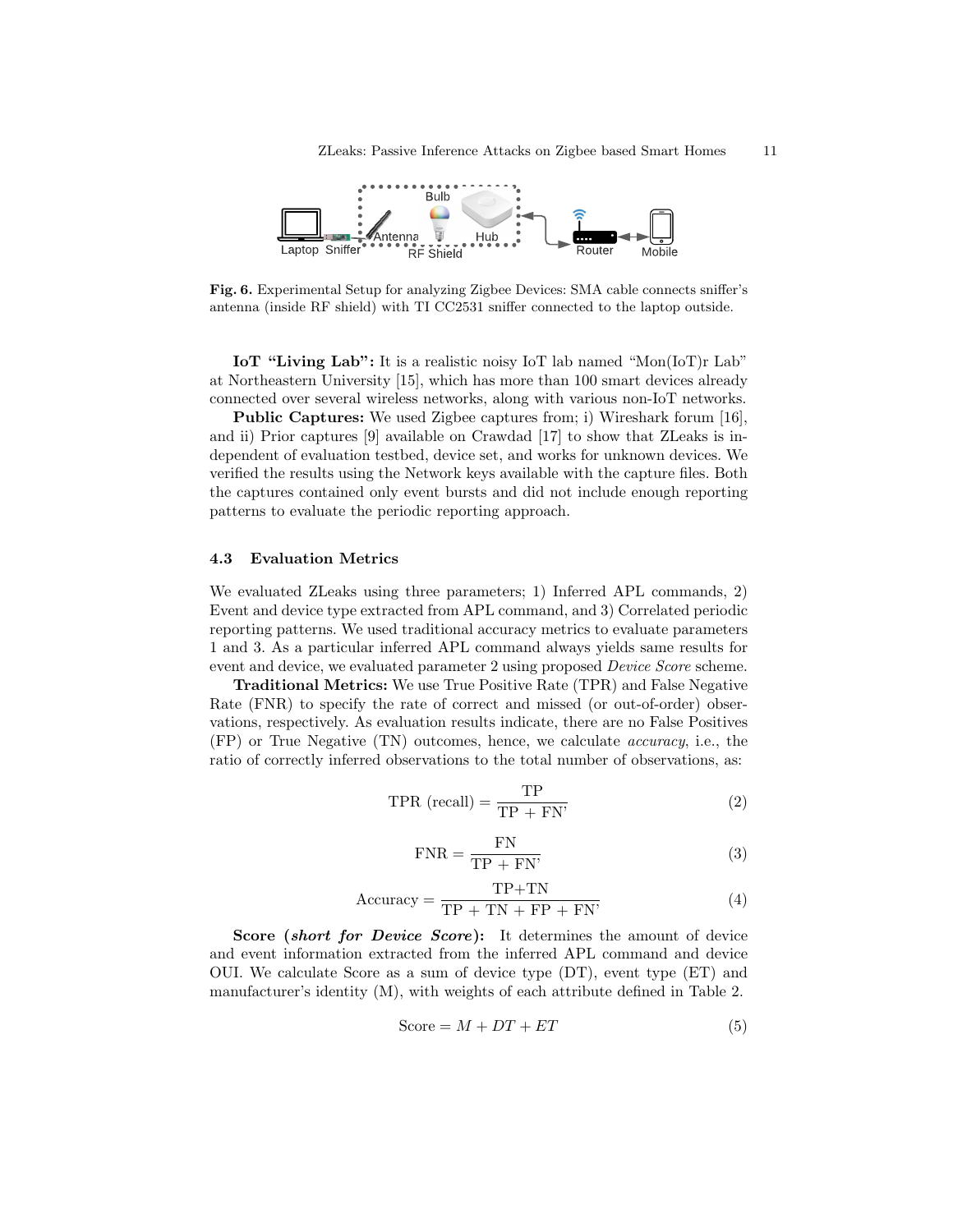Fig. 6. Experimental Setup for analyzing Zigbee Devices: SMA cable connects sniffer's antenna (inside RF shield) with TI CC2531 sniffer connected to the laptop outside.

**IoT "Living Lab":** It is a realistic noisy IoT lab named "Mon(IoT)r Lab" at Northeastern University [15], which has more than 100 smart devices already connected over several wireless networks, along with various non-IoT networks.

**Public Captures:** We used Zigbee captures from; i) Wireshark forum [16], and ii) Prior captures [9] available on Crawdad [17] to show that ZLeaks is independent of evaluation testbed, device set, and works for unknown devices. We verified the results using the Network keys available with the capture files. Both the captures contained only event bursts and did not include enough reporting patterns to evaluate the periodic reporting approach.

### 4.3 Evaluation Metrics

We evaluated ZLeaks using three parameters; 1) Inferred APL commands, 2) Event and device type extracted from APL command, and 3) Correlated periodic reporting patterns. We used traditional accuracy metrics to evaluate parameters 1 and 3. As a particular inferred APL command always yields same results for event and device, we evaluated parameter 2 using proposed *Device Score* scheme.

**Traditional Metrics:** We use True Positive Rate (TPR) and False Negative Rate (FNR) to specify the rate of correct and missed (or out-of-order) observations, respectively. As evaluation results indicate, there are no False Positives (FP) or True Negative (TN) outcomes, hence, we calculate *accuracy*, i.e., the ratio of correctly inferred observations to the total number of observations, as:

$$\text{TPR (recall)} = \frac{\text{TP}}{\text{TP + FN}}, \tag{2}$$

$$\text{FNR} = \frac{\text{FN}}{\text{TP + FN}}, \tag{3}$$

$$\text{Accuracy} = \frac{\text{TP+TN}}{\text{TP + TN + FP + FN}}, \tag{4}$$

**Score (*short for Device Score*):** It determines the amount of device and event information extracted from the inferred APL command and device OUI. We calculate Score as a sum of device type (DT), event type (ET) and manufacturer's identity (M), with weights of each attribute defined in Table 2.

$$\text{Score} = M + DT + ET \tag{5}$$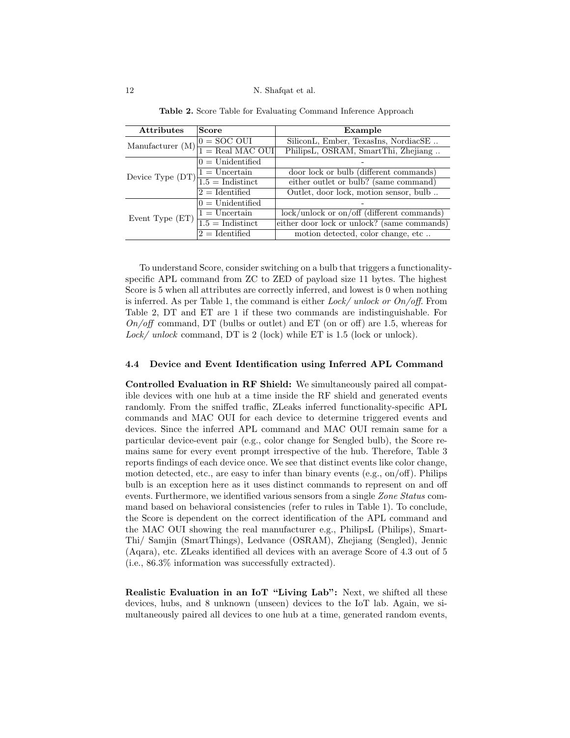**Table 2.** Score Table for Evaluating Command Inference Approach

| Attributes | Score | Example |
|---|---|---|
| Manufacturer (M) | 0 = SOC OUI | SiliconL, Ember, TexasIns, NordiacSE .. |
| | 1 = Real MAC OUI | PhilipsL, OSRAM, SmartThi, Zhejiang .. |
| Device Type (DT) | 0 = Unidentified | - |
| | 1 = Uncertain | door lock or bulb (different commands) |
| | 1.5 = Indistinct | either outlet or bulb? (same command) |
| | 2 = Identified | Outlet, door lock, motion sensor, bulb .. |
| Event Type (ET) | 0 = Unidentified | - |
| | 1 = Uncertain | lock/unlock or on/off (different commands) |
| | 1.5 = Indistinct | either door lock or unlock? (same commands) |
| | 2 = Identified | motion detected, color change, etc .. |

To understand Score, consider switching on a bulb that triggers a functionality-specific APL command from ZC to ZED of payload size 11 bytes. The highest Score is 5 when all attributes are correctly inferred, and lowest is 0 when nothing is inferred. As per Table 1, the command is either *Lock/ unlock or On/off*. From Table 2, DT and ET are 1 if these two commands are indistinguishable. For *On/off* command, DT (bulbs or outlet) and ET (on or off) are 1.5, whereas for *Lock/ unlock* command, DT is 2 (lock) while ET is 1.5 (lock or unlock).

### 4.4 Device and Event Identification using Inferred APL Command

**Controlled Evaluation in RF Shield:** We simultaneously paired all compatible devices with one hub at a time inside the RF shield and generated events randomly. From the sniffed traffic, ZLeaks inferred functionality-specific APL commands and MAC OUI for each device to determine triggered events and devices. Since the inferred APL command and MAC OUI remain same for a particular device-event pair (e.g., color change for Sengled bulb), the Score remains same for every event prompt irrespective of the hub. Therefore, Table 3 reports findings of each device once. We see that distinct events like color change, motion detected, etc., are easy to infer than binary events (e.g., on/off). Philips bulb is an exception here as it uses distinct commands to represent on and off events. Furthermore, we identified various sensors from a single *Zone Status* command based on behavioral consistencies (refer to rules in Table 1). To conclude, the Score is dependent on the correct identification of the APL command and the MAC OUI showing the real manufacturer e.g., PhilipsL (Philips), SmartThi/ Samjin (SmartThings), Ledvance (OSRAM), Zhejiang (Sengled), Jennic (Aqara), etc. ZLeaks identified all devices with an average Score of 4.3 out of 5 (i.e., 86.3% information was successfully extracted).

**Realistic Evaluation in an IoT "Living Lab":** Next, we shifted all these devices, hubs, and 8 unknown (unseen) devices to the IoT lab. Again, we simultaneously paired all devices to one hub at a time, generated random events,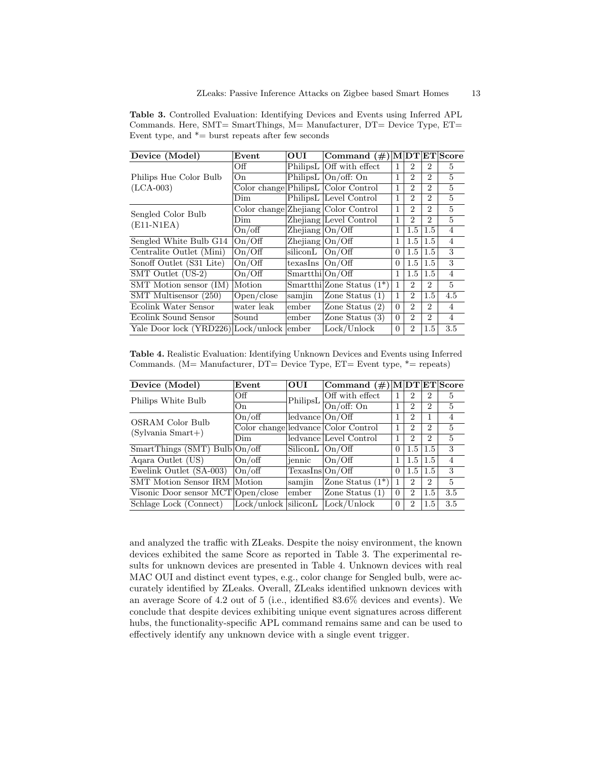**Table 3.** Controlled Evaluation: Identifying Devices and Events using Inferred APL Commands. Here, SMT= SmartThings, M= Manufacturer, DT= Device Type, ET= Event type, and *= burst repeats after few seconds

| Device (Model) | Event | OUI | Command (#) | M | DT | ET | Score |
|---|---|---|---|---|---|---|---|
| Philips Hue Color Bulb (LCA-003) | Off | PhilipsL | Off with effect | 1 | 2 | 2 | 5 |
| | On | PhilipsL | On/off: On | 1 | 2 | 2 | 5 |
| | Color change | PhilipsL | Color Control | 1 | 2 | 2 | 5 |
| | Dim | PhilipsL | Level Control | 1 | 2 | 2 | 5 |
| Sengled Color Bulb (E11-N1EA) | Color change | Zhejiang | Color Control | 1 | 2 | 2 | 5 |
| | Dim | Zhejiang | Level Control | 1 | 2 | 2 | 5 |
| | On/off | Zhejiang | On/Off | 1 | 1.5 | 1.5 | 4 |
| Sengled White Bulb G14 | On/Off | Zhejiang | On/Off | 1 | 1.5 | 1.5 | 4 |
| Centralite Outlet (Mini) | On/Off | siliconL | On/Off | 0 | 1.5 | 1.5 | 3 |
| Sonoff Outlet (S31 Lite) | On/Off | texasIns | On/Off | 0 | 1.5 | 1.5 | 3 |
| SMT Outlet (US-2) | On/Off | Smartthi | On/Off | 1 | 1.5 | 1.5 | 4 |
| SMT Motion sensor (IM) | Motion | Smartthi | Zone Status (1*) | 1 | 2 | 2 | 5 |
| SMT Multisensor (250) | Open/close | samjin | Zone Status (1) | 1 | 2 | 1.5 | 4.5 |
| Ecolink Water Sensor | water leak | ember | Zone Status (2) | 0 | 2 | 2 | 4 |
| Ecolink Sound Sensor | Sound | ember | Zone Status (3) | 0 | 2 | 2 | 4 |
| Yale Door lock (YRD226) | Lock/unlock | ember | Lock/Unlock | 0 | 2 | 1.5 | 3.5 |

**Table 4.** Realistic Evaluation: Identifying Unknown Devices and Events using Inferred Commands. (M= Manufacturer, DT= Device Type, ET= Event type, *= repeats)

| Device (Model) | Event | OUI | Command (#) | M | DT | ET | Score |
|---|---|---|---|---|---|---|---|
| Philips White Bulb | Off | PhilipsL | Off with effect | 1 | 2 | 2 | 5 |
| | On | | On/off: On | 1 | 2 | 2 | 5 |
| OSRAM Color Bulb (Sylvania Smart+) | On/off | ledvance | On/Off | 1 | 2 | 1 | 4 |
| | Color change | ledvance | Color Control | 1 | 2 | 2 | 5 |
| | Dim | ledvance | Level Control | 1 | 2 | 2 | 5 |
| SmartThings (SMT) Bulb | On/off | SiliconL | On/Off | 0 | 1.5 | 1.5 | 3 |
| Aqara Outlet (US) | On/off | jennic | On/Off | 1 | 1.5 | 1.5 | 4 |
| Ewelink Outlet (SA-003) | On/off | TexasIns | On/Off | 0 | 1.5 | 1.5 | 3 |
| SMT Motion Sensor IRM | Motion | samjin | Zone Status (1*) | 1 | 2 | 2 | 5 |
| Visonic Door sensor MCT | Open/close | ember | Zone Status (1) | 0 | 2 | 1.5 | 3.5 |
| Schlage Lock (Connect) | Lock/unlock | siliconL | Lock/Unlock | 0 | 2 | 1.5 | 3.5 |

and analyzed the traffic with ZLeaks. Despite the noisy environment, the known devices exhibited the same Score as reported in Table 3. The experimental results for unknown devices are presented in Table 4. Unknown devices with real MAC OUI and distinct event types, e.g., color change for Sengled bulb, were accurately identified by ZLeaks. Overall, ZLeaks identified unknown devices with an average Score of 4.2 out of 5 (i.e., identified 83.6% devices and events). We conclude that despite devices exhibiting unique event signatures across different hubs, the functionality-specific APL command remains same and can be used to effectively identify any unknown device with a single event trigger.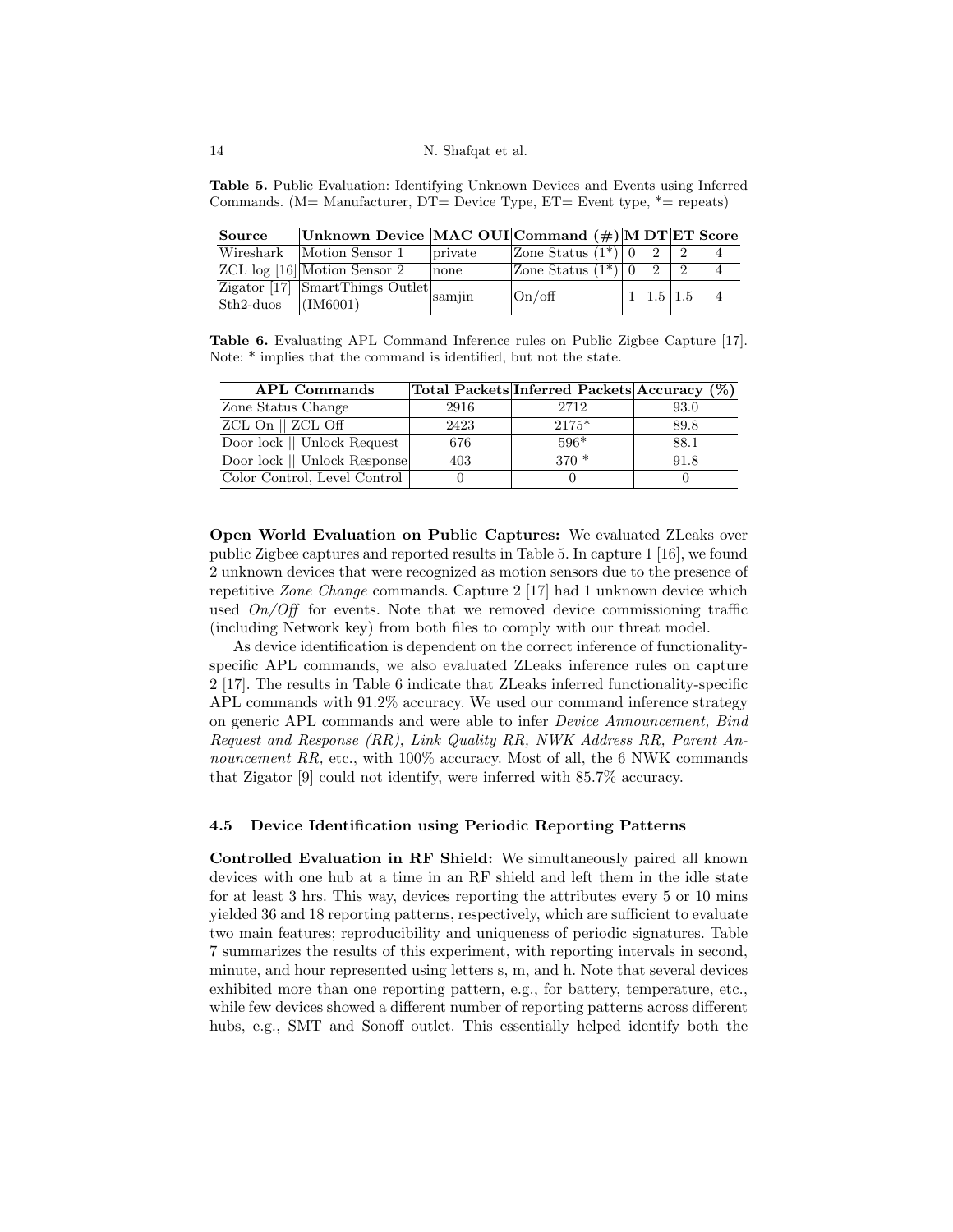**Table 5.** Public Evaluation: Identifying Unknown Devices and Events using Inferred Commands. (M= Manufacturer, DT= Device Type, ET= Event type, *= repeats)

| Source | Unknown Device | MAC OUI | Command (#) | M | DT | ET | Score |
|---|---|---|---|---|---|---|---|
| Wireshark | Motion Sensor 1 | private | Zone Status (1*) | 0 | 2 | 2 | 4 |
| ZCL log [16] | Motion Sensor 2 | none | Zone Status (1*) | 0 | 2 | 2 | 4 |
| Zigator [17] Sth2-duos | SmartThings Outlet (IM6001) | samjin | On/off | 1 | 1.5 | 1.5 | 4 |

**Table 6.** Evaluating APL Command Inference rules on Public Zigbee Capture [17]. Note: * implies that the command is identified, but not the state.

| APL Commands | Total Packets | Inferred Packets | Accuracy (%) |
|---|---|---|---|
| Zone Status Change | 2916 | 2712 | 93.0 |
| ZCL On \|\| ZCL Off | 2423 | 2175* | 89.8 |
| Door lock \|\| Unlock Request | 676 | 596* | 88.1 |
| Door lock \|\| Unlock Response | 403 | 370 * | 91.8 |
| Color Control, Level Control | 0 | 0 | 0 |

**Open World Evaluation on Public Captures:** We evaluated ZLeaks over public Zigbee captures and reported results in Table 5. In capture 1 [16], we found 2 unknown devices that were recognized as motion sensors due to the presence of repetitive *Zone Change* commands. Capture 2 [17] had 1 unknown device which used *On/Off* for events. Note that we removed device commissioning traffic (including Network key) from both files to comply with our threat model.

As device identification is dependent on the correct inference of functionality-specific APL commands, we also evaluated ZLeaks inference rules on capture 2 [17]. The results in Table 6 indicate that ZLeaks inferred functionality-specific APL commands with 91.2% accuracy. We used our command inference strategy on generic APL commands and were able to infer *Device Announcement, Bind Request and Response (RR), Link Quality RR, NWK Address RR, Parent Announcement RR,* etc., with 100% accuracy. Most of all, the 6 NWK commands that Zigator [9] could not identify, were inferred with 85.7% accuracy.

### 4.5 Device Identification using Periodic Reporting Patterns

**Controlled Evaluation in RF Shield:** We simultaneously paired all known devices with one hub at a time in an RF shield and left them in the idle state for at least 3 hrs. This way, devices reporting the attributes every 5 or 10 mins yielded 36 and 18 reporting patterns, respectively, which are sufficient to evaluate two main features; reproducibility and uniqueness of periodic signatures. Table 7 summarizes the results of this experiment, with reporting intervals in second, minute, and hour represented using letters s, m, and h. Note that several devices exhibited more than one reporting pattern, e.g., for battery, temperature, etc., while few devices showed a different number of reporting patterns across different hubs, e.g., SMT and Sonoff outlet. This essentially helped identify both the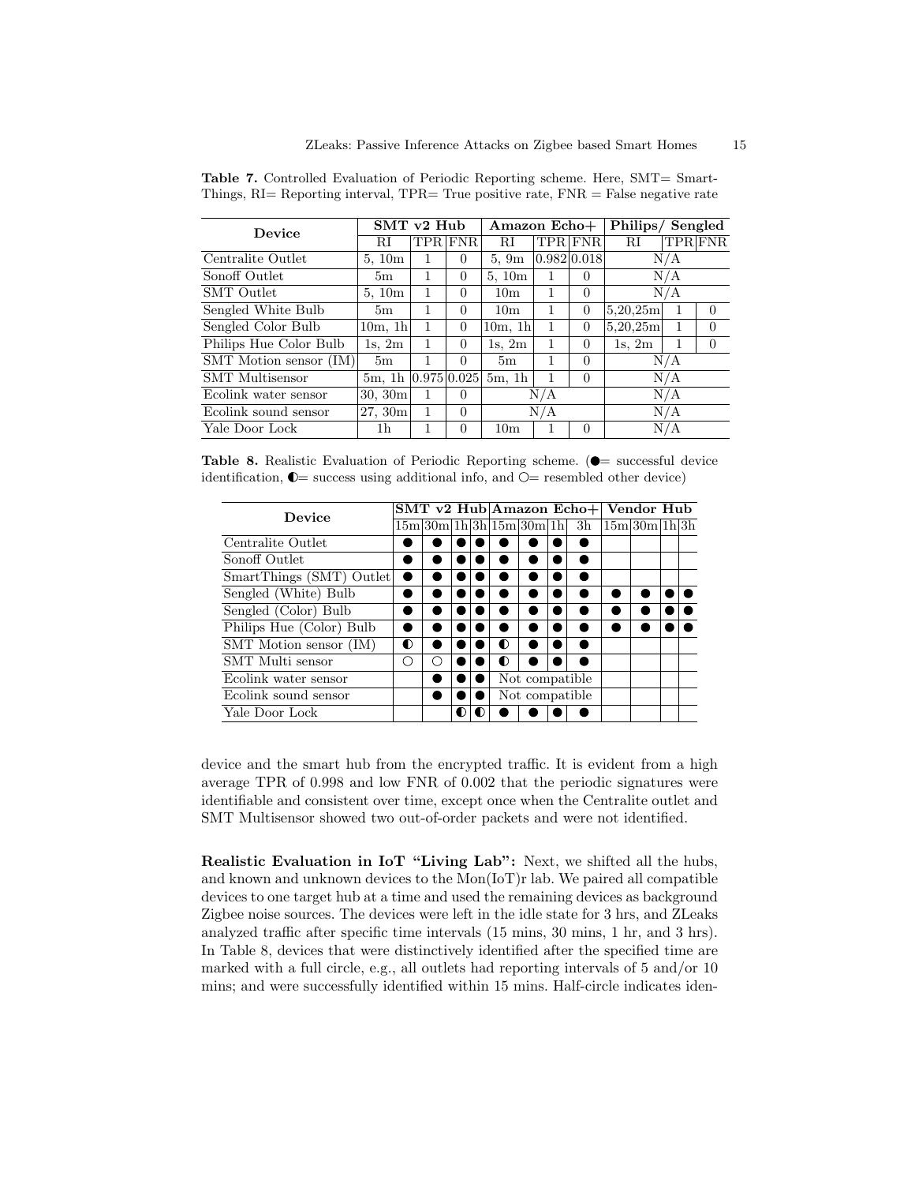**Table 7.** Controlled Evaluation of Periodic Reporting scheme. Here, SMT= SmartThings, RI= Reporting interval, TPR= True positive rate, FNR = False negative rate

| Device | SMT v2 Hub | | | Amazon Echo+ | | | Philips/ Sengled | | |
|---|---|---|---|---|---|---|---|---|---|
| | RI | TPR | FNR | RI | TPR | FNR | RI | TPR | FNR |
| Centralite Outlet | 5, 10m | 1 | 0 | 5, 9m | 0.982 | 0.018 | N/A | | |
| Sonoff Outlet | 5m | 1 | 0 | 5, 10m | 1 | 0 | N/A | | |
| SMT Outlet | 5, 10m | 1 | 0 | 10m | 1 | 0 | N/A | | |
| Sengled White Bulb | 5m | 1 | 0 | 10m | 1 | 0 | 5,20,25m | 1 | 0 |
| Sengled Color Bulb | 10m, 1h | 1 | 0 | 10m, 1h | 1 | 0 | 5,20,25m | 1 | 0 |
| Philips Hue Color Bulb | 1s, 2m | 1 | 0 | 1s, 2m | 1 | 0 | 1s, 2m | 1 | 0 |
| SMT Motion sensor (IM) | 5m | 1 | 0 | 5m | 1 | 0 | N/A | | |
| SMT Multisensor | 5m, 1h | 0.975 | 0.025 | 5m, 1h | 1 | 0 | N/A | | |
| Ecolink water sensor | 30, 30m | 1 | 0 | N/A | | | N/A | | |
| Ecolink sound sensor | 27, 30m | 1 | 0 | N/A | | | N/A | | |
| Yale Door Lock | 1h | 1 | 0 | 10m | 1 | 0 | N/A | | |

**Table 8.** Realistic Evaluation of Periodic Reporting scheme. (●= successful device identification, ◐= success using additional info, and ○= resembled other device)

| Device | SMT v2 Hub | | | | Amazon Echo+ | | | | Vendor Hub | | | |
|---|---|---|---|---|---|---|---|---|---|---|---|---|
| | 15m | 30m | 1h | 3h | 15m | 30m | 1h | 3h | 15m | 30m | 1h | 3h |
| Centralite Outlet | ● | ● | ● | ● | ● | ● | ● | ● | | | | |
| Sonoff Outlet | ● | ● | ● | ● | ● | ● | ● | ● | | | | |
| SmartThings (SMT) Outlet | ● | ● | ● | ● | ● | ● | ● | ● | | | | |
| Sengled (White) Bulb | ● | ● | ● | ● | ● | ● | ● | ● | ● | ● | ● | ● |
| Sengled (Color) Bulb | ● | ● | ● | ● | ● | ● | ● | ● | ● | ● | ● | ● |
| Philips Hue (Color) Bulb | ● | ● | ● | ● | ● | ● | ● | ● | ● | ● | ● | ● |
| SMT Motion sensor (IM) | ◐ | ● | ● | ● | ◐ | ● | ● | ● | | | | |
| SMT Multi sensor | ○ | ○ | ● | ● | ◐ | ● | ● | ● | | | | |
| Ecolink water sensor | | ● | ● | ● | Not compatible | | | | | | | |
| Ecolink sound sensor | | ● | ● | ● | Not compatible | | | | | | | |
| Yale Door Lock | | | ◐ | ◐ | ● | ● | ● | ● | | | | |

device and the smart hub from the encrypted traffic. It is evident from a high average TPR of 0.998 and low FNR of 0.002 that the periodic signatures were identifiable and consistent over time, except once when the Centralite outlet and SMT Multisensor showed two out-of-order packets and were not identified.

**Realistic Evaluation in IoT "Living Lab":** Next, we shifted all the hubs, and known and unknown devices to the Mon(IoT)r lab. We paired all compatible devices to one target hub at a time and used the remaining devices as background Zigbee noise sources. The devices were left in the idle state for 3 hrs, and ZLeaks analyzed traffic after specific time intervals (15 mins, 30 mins, 1 hr, and 3 hrs). In Table 8, devices that were distinctively identified after the specified time are marked with a full circle, e.g., all outlets had reporting intervals of 5 and/or 10 mins; and were successfully identified within 15 mins. Half-circle indicates iden-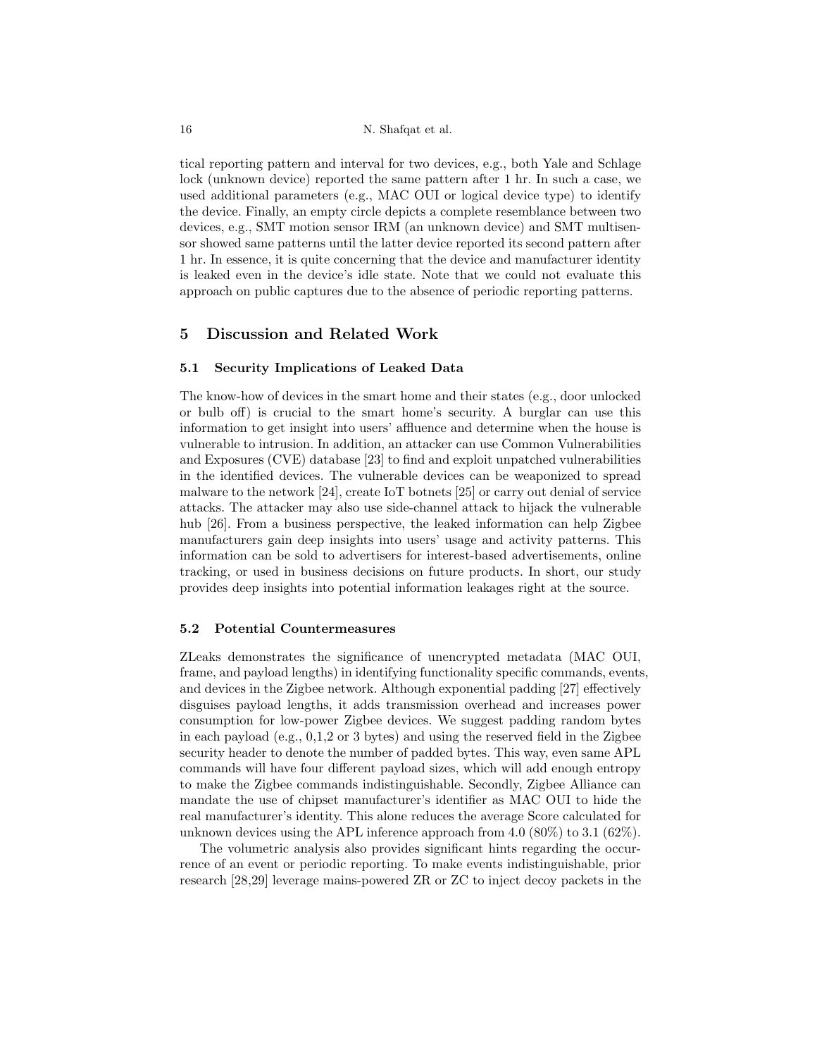tical reporting pattern and interval for two devices, e.g., both Yale and Schlage lock (unknown device) reported the same pattern after 1 hr. In such a case, we used additional parameters (e.g., MAC OUI or logical device type) to identify the device. Finally, an empty circle depicts a complete resemblance between two devices, e.g., SMT motion sensor IRM (an unknown device) and SMT multisensor showed same patterns until the latter device reported its second pattern after 1 hr. In essence, it is quite concerning that the device and manufacturer identity is leaked even in the device's idle state. Note that we could not evaluate this approach on public captures due to the absence of periodic reporting patterns.

## 5 Discussion and Related Work

### 5.1 Security Implications of Leaked Data

The know-how of devices in the smart home and their states (e.g., door unlocked or bulb off) is crucial to the smart home's security. A burglar can use this information to get insight into users' affluence and determine when the house is vulnerable to intrusion. In addition, an attacker can use Common Vulnerabilities and Exposures (CVE) database [23] to find and exploit unpatched vulnerabilities in the identified devices. The vulnerable devices can be weaponized to spread malware to the network [24], create IoT botnets [25] or carry out denial of service attacks. The attacker may also use side-channel attack to hijack the vulnerable hub [26]. From a business perspective, the leaked information can help Zigbee manufacturers gain deep insights into users' usage and activity patterns. This information can be sold to advertisers for interest-based advertisements, online tracking, or used in business decisions on future products. In short, our study provides deep insights into potential information leakages right at the source.

### 5.2 Potential Countermeasures

ZLeaks demonstrates the significance of unencrypted metadata (MAC OUI, frame, and payload lengths) in identifying functionality specific commands, events, and devices in the Zigbee network. Although exponential padding [27] effectively disguises payload lengths, it adds transmission overhead and increases power consumption for low-power Zigbee devices. We suggest padding random bytes in each payload (e.g., 0,1,2 or 3 bytes) and using the reserved field in the Zigbee security header to denote the number of padded bytes. This way, even same APL commands will have four different payload sizes, which will add enough entropy to make the Zigbee commands indistinguishable. Secondly, Zigbee Alliance can mandate the use of chipset manufacturer's identifier as MAC OUI to hide the real manufacturer's identity. This alone reduces the average Score calculated for unknown devices using the APL inference approach from 4.0 (80%) to 3.1 (62%).

The volumetric analysis also provides significant hints regarding the occurrence of an event or periodic reporting. To make events indistinguishable, prior research [28,29] leverage mains-powered ZR or ZC to inject decoy packets in the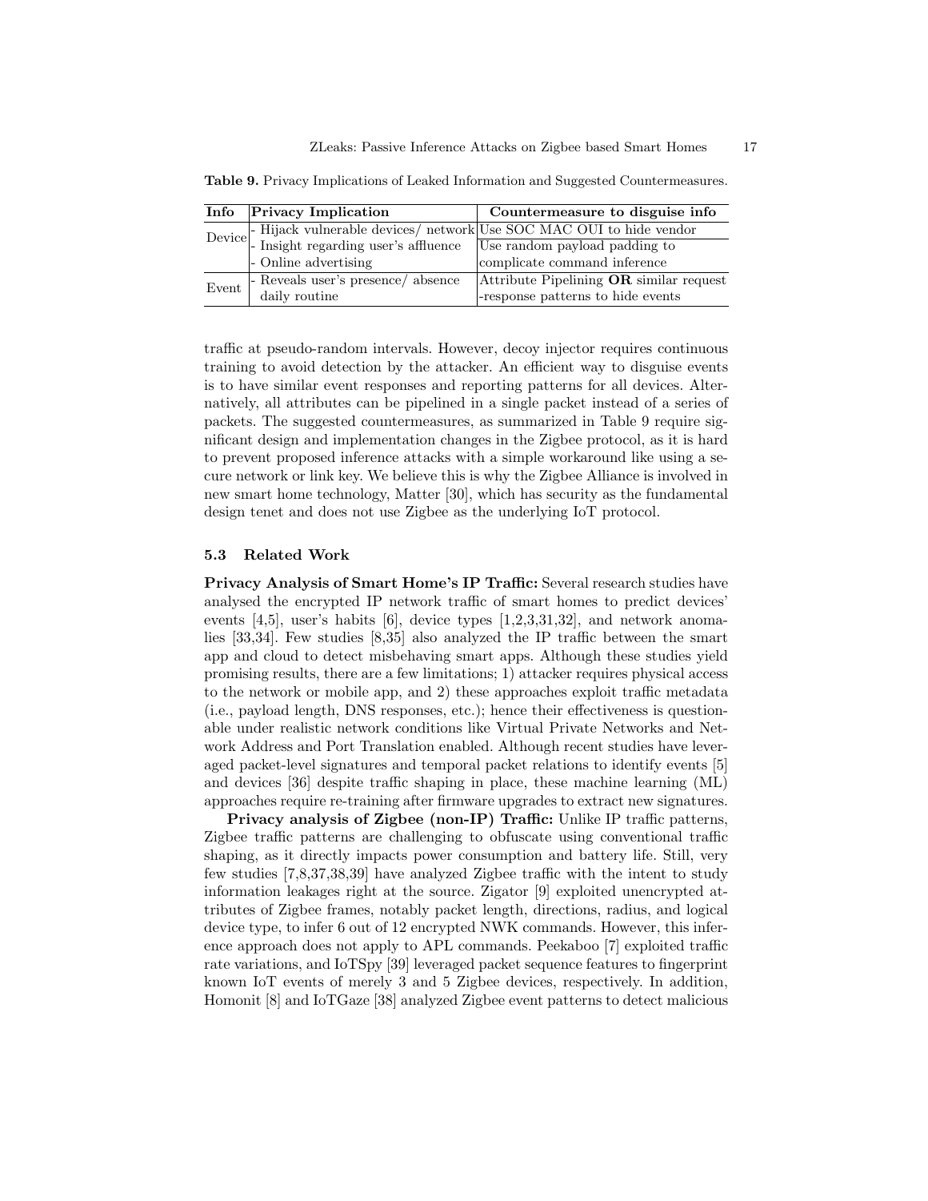**Table 9.** Privacy Implications of Leaked Information and Suggested Countermeasures.

| Info | Privacy Implication | Countermeasure to disguise info |
|---|---|---|
| Device | - Hijack vulnerable devices/ network<br>- Insight regarding user's affluence<br>- Online advertising | Use SOC MAC OUI to hide vendor<br>Use random payload padding to complicate command inference |
| Event | - Reveals user's presence/ absence daily routine | Attribute Pipelining **OR** similar request -response patterns to hide events |

traffic at pseudo-random intervals. However, decoy injector requires continuous training to avoid detection by the attacker. An efficient way to disguise events is to have similar event responses and reporting patterns for all devices. Alternatively, all attributes can be pipelined in a single packet instead of a series of packets. The suggested countermeasures, as summarized in Table 9 require significant design and implementation changes in the Zigbee protocol, as it is hard to prevent proposed inference attacks with a simple workaround like using a secure network or link key. We believe this is why the Zigbee Alliance is involved in new smart home technology, Matter [30], which has security as the fundamental design tenet and does not use Zigbee as the underlying IoT protocol.

### 5.3 Related Work

**Privacy Analysis of Smart Home's IP Traffic:** Several research studies have analysed the encrypted IP network traffic of smart homes to predict devices' events [4,5], user's habits [6], device types [1,2,3,31,32], and network anomalies [33,34]. Few studies [8,35] also analyzed the IP traffic between the smart app and cloud to detect misbehaving smart apps. Although these studies yield promising results, there are a few limitations; 1) attacker requires physical access to the network or mobile app, and 2) these approaches exploit traffic metadata (i.e., payload length, DNS responses, etc.); hence their effectiveness is questionable under realistic network conditions like Virtual Private Networks and Network Address and Port Translation enabled. Although recent studies have leveraged packet-level signatures and temporal packet relations to identify events [5] and devices [36] despite traffic shaping in place, these machine learning (ML) approaches require re-training after firmware upgrades to extract new signatures.

**Privacy analysis of Zigbee (non-IP) Traffic:** Unlike IP traffic patterns, Zigbee traffic patterns are challenging to obfuscate using conventional traffic shaping, as it directly impacts power consumption and battery life. Still, very few studies [7,8,37,38,39] have analyzed Zigbee traffic with the intent to study information leakages right at the source. Zigator [9] exploited unencrypted attributes of Zigbee frames, notably packet length, directions, radius, and logical device type, to infer 6 out of 12 encrypted NWK commands. However, this inference approach does not apply to APL commands. Peekaboo [7] exploited traffic rate variations, and IoTSpy [39] leveraged packet sequence features to fingerprint known IoT events of merely 3 and 5 Zigbee devices, respectively. In addition, Homonit [8] and IoTGaze [38] analyzed Zigbee event patterns to detect malicious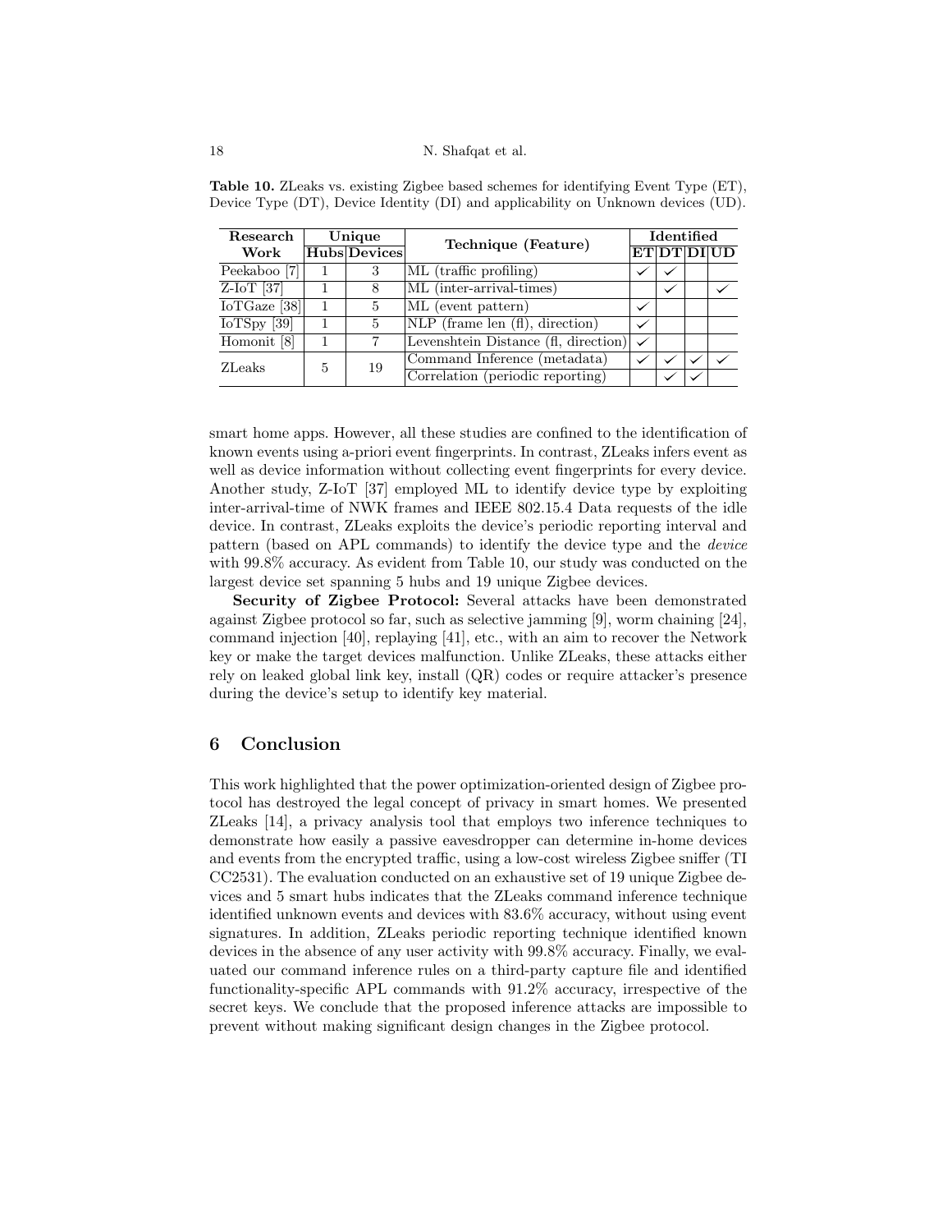**Table 10.** ZLeaks vs. existing Zigbee based schemes for identifying Event Type (ET), Device Type (DT), Device Identity (DI) and applicability on Unknown devices (UD).

| Research Work | Unique | | Technique (Feature) | Identified | | | |
|---|---|---|---|---|---|---|---|
| | Hubs | Devices | | ET | DT | DI | UD |
| Peekaboo [7] | 1 | 3 | ML (traffic profiling) | ✓ | ✓ | | |
| Z-IoT [37] | 1 | 8 | ML (inter-arrival-times) | | ✓ | | ✓ |
| IoTGaze [38] | 1 | 5 | ML (event pattern) | ✓ | | | |
| IoTSpy [39] | 1 | 5 | NLP (frame len (fl), direction) | ✓ | | | |
| Homonit [8] | 1 | 7 | Levenshtein Distance (fl, direction) | ✓ | | | |
| ZLeaks | 5 | 19 | Command Inference (metadata) | ✓ | ✓ | ✓ | ✓ |
| | | | Correlation (periodic reporting) | | ✓ | ✓ | |

smart home apps. However, all these studies are confined to the identification of known events using a-priori event fingerprints. In contrast, ZLeaks infers event as well as device information without collecting event fingerprints for every device. Another study, Z-IoT [37] employed ML to identify device type by exploiting inter-arrival-time of NWK frames and IEEE 802.15.4 Data requests of the idle device. In contrast, ZLeaks exploits the device's periodic reporting interval and pattern (based on APL commands) to identify the device type and the *device* with 99.8% accuracy. As evident from Table 10, our study was conducted on the largest device set spanning 5 hubs and 19 unique Zigbee devices.

**Security of Zigbee Protocol:** Several attacks have been demonstrated against Zigbee protocol so far, such as selective jamming [9], worm chaining [24], command injection [40], replaying [41], etc., with an aim to recover the Network key or make the target devices malfunction. Unlike ZLeaks, these attacks either rely on leaked global link key, install (QR) codes or require attacker's presence during the device's setup to identify key material.

## 6 Conclusion

This work highlighted that the power optimization-oriented design of Zigbee protocol has destroyed the legal concept of privacy in smart homes. We presented ZLeaks [14], a privacy analysis tool that employs two inference techniques to demonstrate how easily a passive eavesdropper can determine in-home devices and events from the encrypted traffic, using a low-cost wireless Zigbee sniffer (TI CC2531). The evaluation conducted on an exhaustive set of 19 unique Zigbee devices and 5 smart hubs indicates that the ZLeaks command inference technique identified unknown events and devices with 83.6% accuracy, without using event signatures. In addition, ZLeaks periodic reporting technique identified known devices in the absence of any user activity with 99.8% accuracy. Finally, we evaluated our command inference rules on a third-party capture file and identified functionality-specific APL commands with 91.2% accuracy, irrespective of the secret keys. We conclude that the proposed inference attacks are impossible to prevent without making significant design changes in the Zigbee protocol.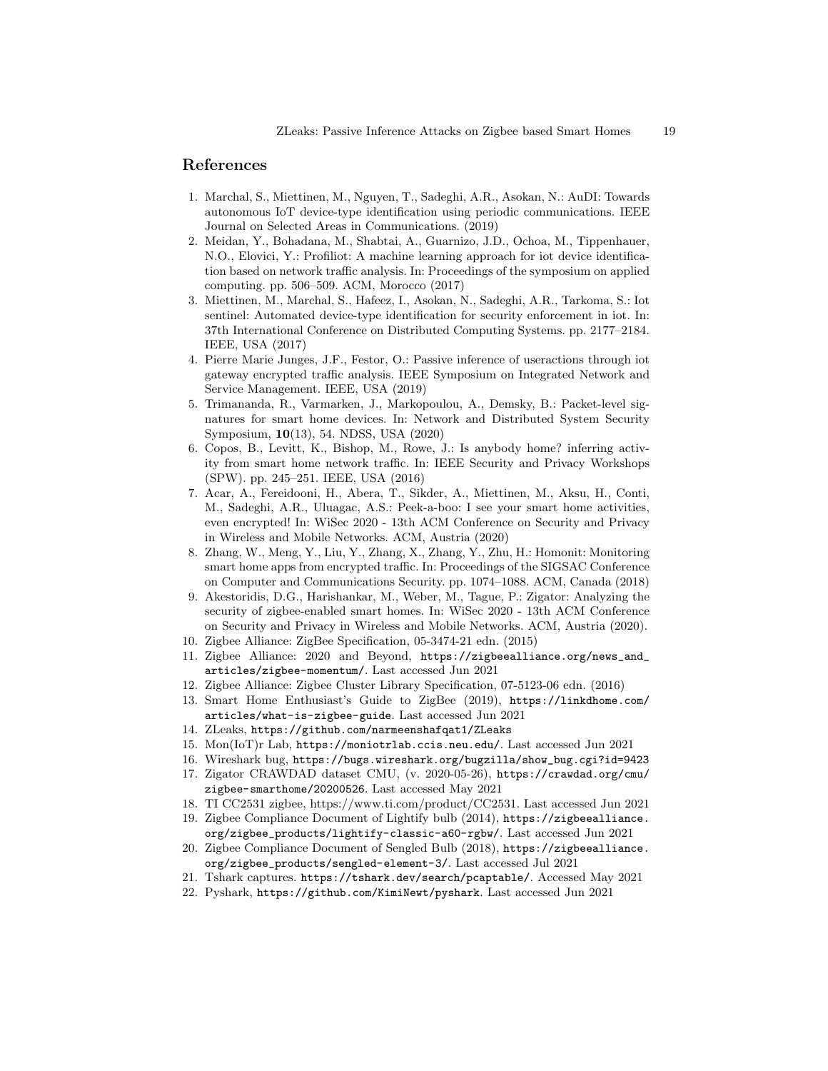## References

1. Marchal, S., Miettinen, M., Nguyen, T., Sadeghi, A.R., Asokan, N.: AuDI: Towards autonomous IoT device-type identification using periodic communications. IEEE Journal on Selected Areas in Communications. (2019)
2. Meidan, Y., Bohadana, M., Shabtai, A., Guarnizo, J.D., Ochoa, M., Tippenhauer, N.O., Elovici, Y.: Profiliot: A machine learning approach for iot device identification based on network traffic analysis. In: Proceedings of the symposium on applied computing. pp. 506–509. ACM, Morocco (2017)
3. Miettinen, M., Marchal, S., Hafeez, I., Asokan, N., Sadeghi, A.R., Tarkoma, S.: Iot sentinel: Automated device-type identification for security enforcement in iot. In: 37th International Conference on Distributed Computing Systems. pp. 2177–2184. IEEE, USA (2017)
4. Pierre Marie Junges, J.F., Festor, O.: Passive inference of useractions through iot gateway encrypted traffic analysis. IEEE Symposium on Integrated Network and Service Management. IEEE, USA (2019)
5. Trimananda, R., Varmarken, J., Markopoulou, A., Demsky, B.: Packet-level signatures for smart home devices. In: Network and Distributed System Security Symposium, **10**(13), 54. NDSS, USA (2020)
6. Copos, B., Levitt, K., Bishop, M., Rowe, J.: Is anybody home? inferring activity from smart home network traffic. In: IEEE Security and Privacy Workshops (SPW). pp. 245–251. IEEE, USA (2016)
7. Acar, A., Fereidooni, H., Abera, T., Sikder, A., Miettinen, M., Aksu, H., Conti, M., Sadeghi, A.R., Uluagac, A.S.: Peek-a-boo: I see your smart home activities, even encrypted! In: WiSec 2020 - 13th ACM Conference on Security and Privacy in Wireless and Mobile Networks. ACM, Austria (2020)
8. Zhang, W., Meng, Y., Liu, Y., Zhang, X., Zhang, Y., Zhu, H.: Homonit: Monitoring smart home apps from encrypted traffic. In: Proceedings of the SIGSAC Conference on Computer and Communications Security. pp. 1074–1088. ACM, Canada (2018)
9. Akestoridis, D.G., Harishankar, M., Weber, M., Tague, P.: Zigator: Analyzing the security of zigbee-enabled smart homes. In: WiSec 2020 - 13th ACM Conference on Security and Privacy in Wireless and Mobile Networks. ACM, Austria (2020).
10. Zigbee Alliance: ZigBee Specification, 05-3474-21 edn. (2015)
11. Zigbee Alliance: 2020 and Beyond, https://zigbeealliance.org/news_and_articles/zigbee-momentum/. Last accessed Jun 2021
12. Zigbee Alliance: Zigbee Cluster Library Specification, 07-5123-06 edn. (2016)
13. Smart Home Enthusiast's Guide to ZigBee (2019), https://linkdhome.com/articles/what-is-zigbee-guide. Last accessed Jun 2021
14. ZLeaks, https://github.com/narmeenshafqat1/ZLeaks
15. Mon(IoT)r Lab, https://moniotrlab.ccis.neu.edu/. Last accessed Jun 2021
16. Wireshark bug, https://bugs.wireshark.org/bugzilla/show_bug.cgi?id=9423
17. Zigator CRAWDAD dataset CMU, (v. 2020-05-26), https://crawdad.org/cmu/zigbee-smarthome/20200526. Last accessed May 2021
18. TI CC2531 zigbee, https://www.ti.com/product/CC2531. Last accessed Jun 2021
19. Zigbee Compliance Document of Lightify bulb (2014), https://zigbeealliance.org/zigbee_products/lightify-classic-a60-rgbw/. Last accessed Jun 2021
20. Zigbee Compliance Document of Sengled Bulb (2018), https://zigbeealliance.org/zigbee_products/sengled-element-3/. Last accessed Jul 2021
21. Tshark captures. https://tshark.dev/search/pcaptable/. Accessed May 2021
22. Pyshark, https://github.com/KimiNewt/pyshark. Last accessed Jun 2021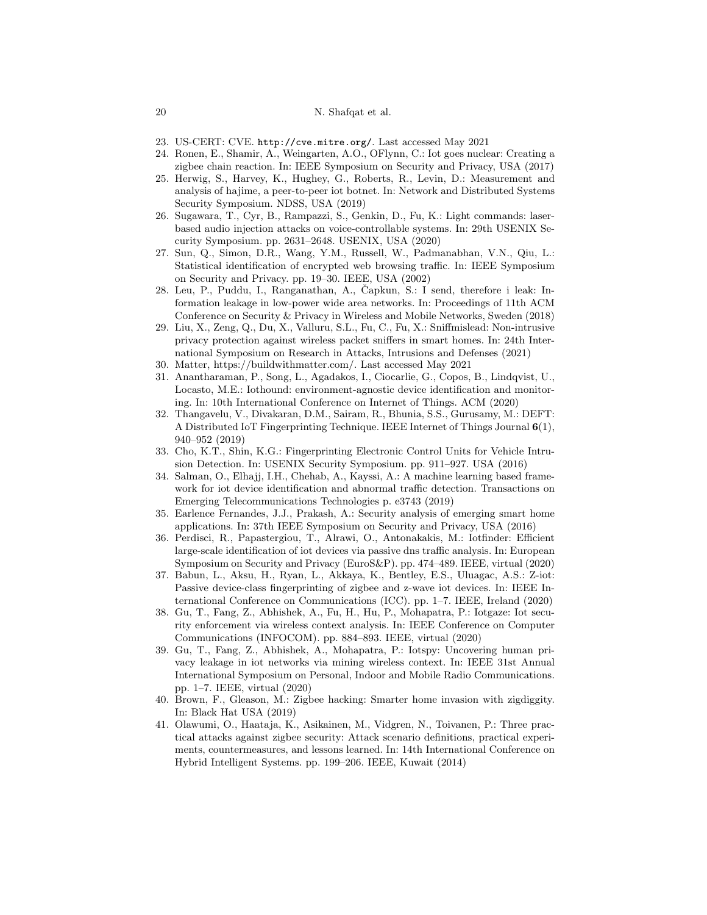23. US-CERT: CVE. http://cve.mitre.org/. Last accessed May 2021
24. Ronen, E., Shamir, A., Weingarten, A.O., OFlynn, C.: Iot goes nuclear: Creating a zigbee chain reaction. In: IEEE Symposium on Security and Privacy, USA (2017)
25. Herwig, S., Harvey, K., Hughey, G., Roberts, R., Levin, D.: Measurement and analysis of hajime, a peer-to-peer iot botnet. In: Network and Distributed Systems Security Symposium. NDSS, USA (2019)
26. Sugawara, T., Cyr, B., Rampazzi, S., Genkin, D., Fu, K.: Light commands: laser-based audio injection attacks on voice-controllable systems. In: 29th USENIX Security Symposium. pp. 2631–2648. USENIX, USA (2020)
27. Sun, Q., Simon, D.R., Wang, Y.M., Russell, W., Padmanabhan, V.N., Qiu, L.: Statistical identification of encrypted web browsing traffic. In: IEEE Symposium on Security and Privacy. pp. 19–30. IEEE, USA (2002)
28. Leu, P., Puddu, I., Ranganathan, A., Čapkun, S.: I send, therefore i leak: Information leakage in low-power wide area networks. In: Proceedings of 11th ACM Conference on Security & Privacy in Wireless and Mobile Networks, Sweden (2018)
29. Liu, X., Zeng, Q., Du, X., Valluru, S.L., Fu, C., Fu, X.: Sniffmislead: Non-intrusive privacy protection against wireless packet sniffers in smart homes. In: 24th International Symposium on Research in Attacks, Intrusions and Defenses (2021)
30. Matter, https://buildwithmatter.com/. Last accessed May 2021
31. Anantharaman, P., Song, L., Agadakos, I., Ciocarlie, G., Copos, B., Lindqvist, U., Locasto, M.E.: Iothound: environment-agnostic device identification and monitoring. In: 10th International Conference on Internet of Things. ACM (2020)
32. Thangavelu, V., Divakaran, D.M., Sairam, R., Bhunia, S.S., Gurusamy, M.: DEFT: A Distributed IoT Fingerprinting Technique. IEEE Internet of Things Journal **6**(1), 940–952 (2019)
33. Cho, K.T., Shin, K.G.: Fingerprinting Electronic Control Units for Vehicle Intrusion Detection. In: USENIX Security Symposium. pp. 911–927. USA (2016)
34. Salman, O., Elhajj, I.H., Chehab, A., Kayssi, A.: A machine learning based framework for iot device identification and abnormal traffic detection. Transactions on Emerging Telecommunications Technologies p. e3743 (2019)
35. Earlence Fernandes, J.J., Prakash, A.: Security analysis of emerging smart home applications. In: 37th IEEE Symposium on Security and Privacy, USA (2016)
36. Perdisci, R., Papastergiou, T., Alrawi, O., Antonakakis, M.: Iotfinder: Efficient large-scale identification of iot devices via passive dns traffic analysis. In: European Symposium on Security and Privacy (EuroS&P). pp. 474–489. IEEE, virtual (2020)
37. Babun, L., Aksu, H., Ryan, L., Akkaya, K., Bentley, E.S., Uluagac, A.S.: Z-iot: Passive device-class fingerprinting of zigbee and z-wave iot devices. In: IEEE International Conference on Communications (ICC). pp. 1–7. IEEE, Ireland (2020)
38. Gu, T., Fang, Z., Abhishek, A., Fu, H., Hu, P., Mohapatra, P.: Iotgaze: Iot security enforcement via wireless context analysis. In: IEEE Conference on Computer Communications (INFOCOM). pp. 884–893. IEEE, virtual (2020)
39. Gu, T., Fang, Z., Abhishek, A., Mohapatra, P.: Iotspy: Uncovering human privacy leakage in iot networks via mining wireless context. In: IEEE 31st Annual International Symposium on Personal, Indoor and Mobile Radio Communications. pp. 1–7. IEEE, virtual (2020)
40. Brown, F., Gleason, M.: Zigbee hacking: Smarter home invasion with zigdiggity. In: Black Hat USA (2019)
41. Olawumi, O., Haataja, K., Asikainen, M., Vidgren, N., Toivanen, P.: Three practical attacks against zigbee security: Attack scenario definitions, practical experiments, countermeasures, and lessons learned. In: 14th International Conference on Hybrid Intelligent Systems. pp. 199–206. IEEE, Kuwait (2014)